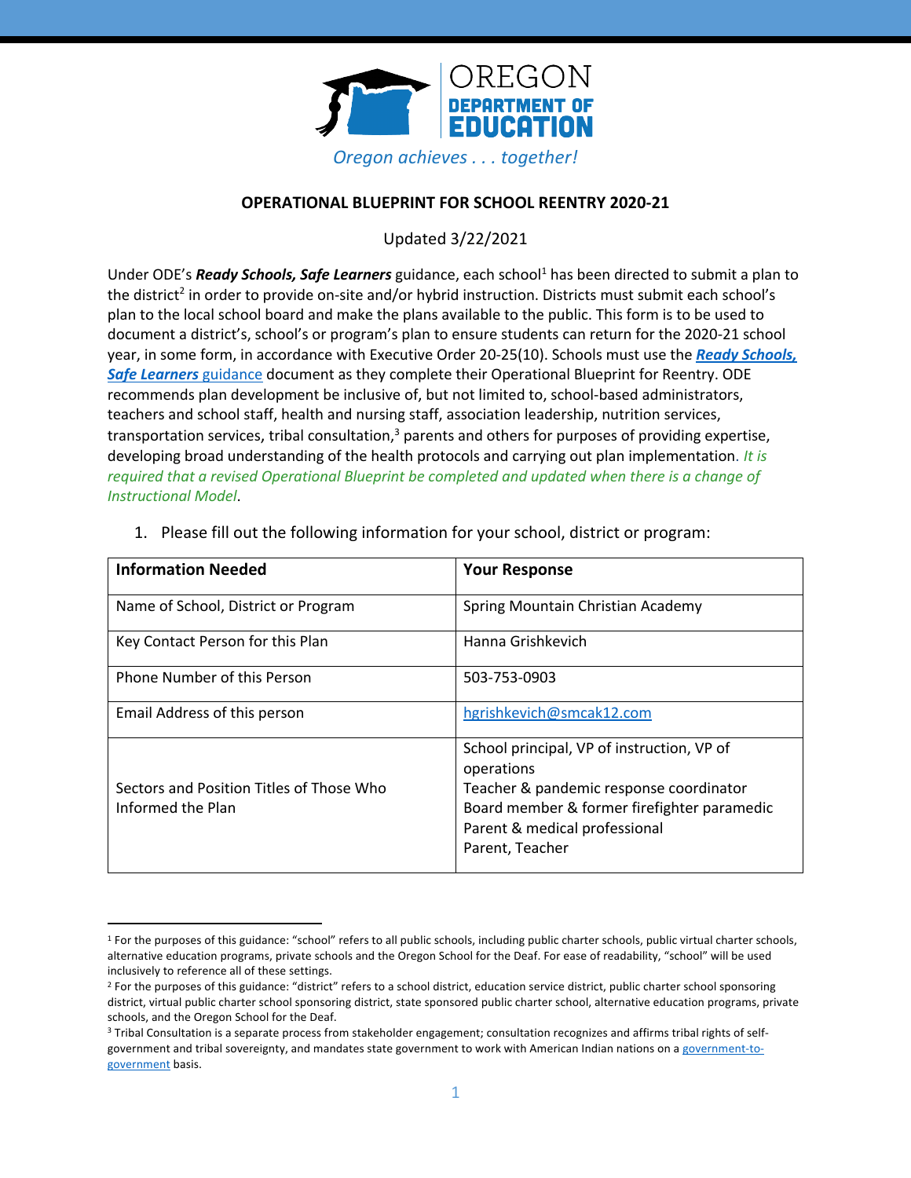OREGON DEPARTMENT OF EDUCATION

*Oregon achieves . . . together!*

**OPERATIONAL BLUEPRINT FOR SCHOOL REENTRY 2020-21**

Updated 3/22/2021

Under ODE's ***Ready Schools, Safe Learners*** guidance, each school[1] has been directed to submit a plan to the district[2] in order to provide on-site and/or hybrid instruction. Districts must submit each school's plan to the local school board and make the plans available to the public. This form is to be used to document a district's, school's or program's plan to ensure students can return for the 2020-21 school year, in some form, in accordance with Executive Order 20-25(10). Schools must use the [***Ready Schools, Safe Learners*** guidance]() document as they complete their Operational Blueprint for Reentry. ODE recommends plan development be inclusive of, but not limited to, school-based administrators, teachers and school staff, health and nursing staff, association leadership, nutrition services, transportation services, tribal consultation,[3] parents and others for purposes of providing expertise, developing broad understanding of the health protocols and carrying out plan implementation. *It is required that a revised Operational Blueprint be completed and updated when there is a change of Instructional Model*.

1. Please fill out the following information for your school, district or program:

| **Information Needed** | **Your Response** |
|---|---|
| Name of School, District or Program | Spring Mountain Christian Academy |
| Key Contact Person for this Plan | Hanna Grishkevich |
| Phone Number of this Person | 503-753-0903 |
| Email Address of this person | hgrishkevich@smcak12.com |
| Sectors and Position Titles of Those Who Informed the Plan | School principal, VP of instruction, VP of operations<br>Teacher & pandemic response coordinator<br>Board member & former firefighter paramedic<br>Parent & medical professional<br>Parent, Teacher |

[1] For the purposes of this guidance: "school" refers to all public schools, including public charter schools, public virtual charter schools, alternative education programs, private schools and the Oregon School for the Deaf. For ease of readability, "school" will be used inclusively to reference all of these settings.

[2] For the purposes of this guidance: "district" refers to a school district, education service district, public charter school sponsoring district, virtual public charter school sponsoring district, state sponsored public charter school, alternative education programs, private schools, and the Oregon School for the Deaf.

[3] Tribal Consultation is a separate process from stakeholder engagement; consultation recognizes and affirms tribal rights of self-government and tribal sovereignty, and mandates state government to work with American Indian nations on a government-to-government basis.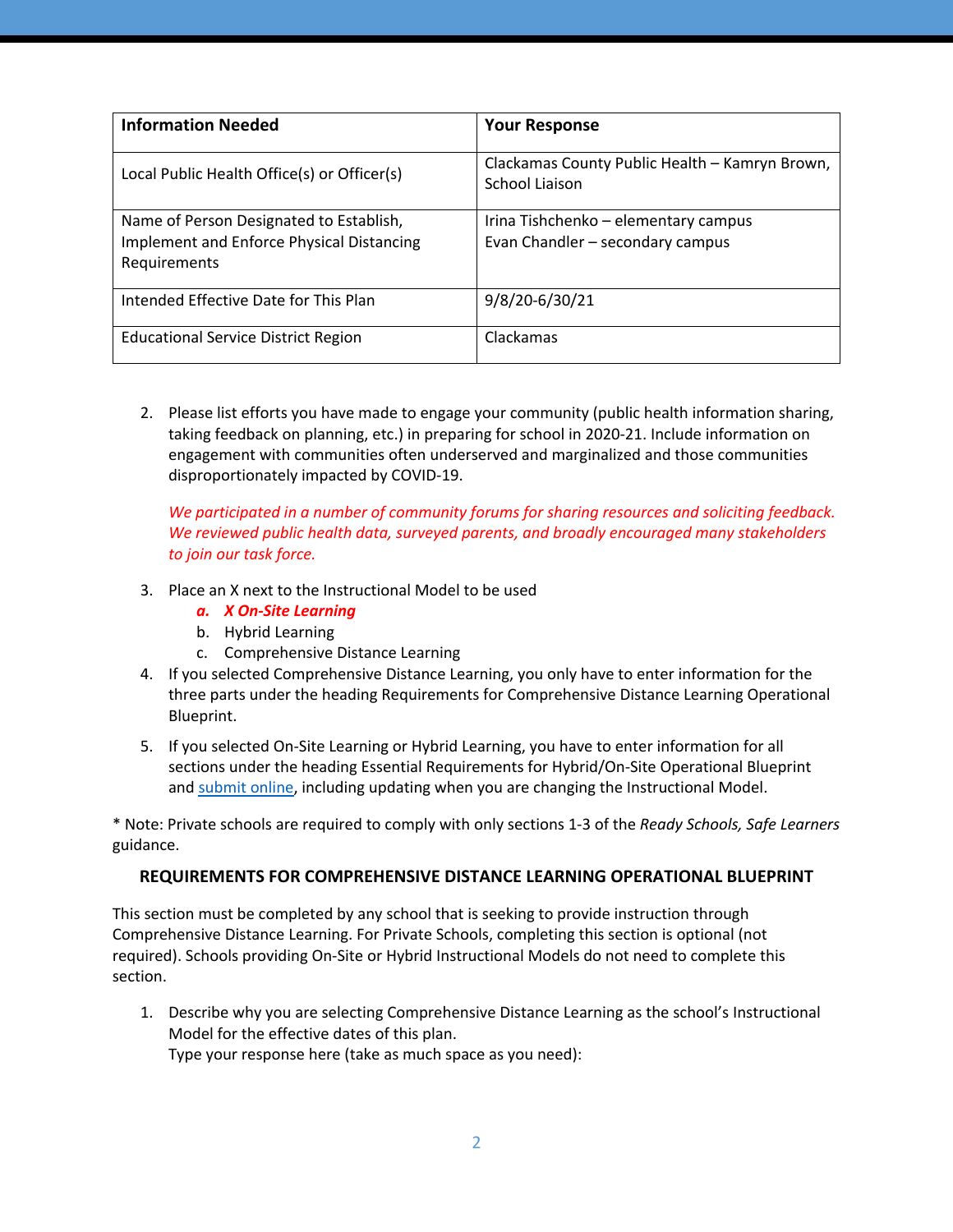| Information Needed | Your Response |
| --- | --- |
| Local Public Health Office(s) or Officer(s) | Clackamas County Public Health – Kamryn Brown, School Liaison |
| Name of Person Designated to Establish, Implement and Enforce Physical Distancing Requirements | Irina Tishchenko – elementary campus<br>Evan Chandler – secondary campus |
| Intended Effective Date for This Plan | 9/8/20-6/30/21 |
| Educational Service District Region | Clackamas |

2. Please list efforts you have made to engage your community (public health information sharing, taking feedback on planning, etc.) in preparing for school in 2020-21. Include information on engagement with communities often underserved and marginalized and those communities disproportionately impacted by COVID-19.

   *We participated in a number of community forums for sharing resources and soliciting feedback. We reviewed public health data, surveyed parents, and broadly encouraged many stakeholders to join our task force.*

3. Place an X next to the Instructional Model to be used
   a. ***X On-Site Learning***
   b. Hybrid Learning
   c. Comprehensive Distance Learning
4. If you selected Comprehensive Distance Learning, you only have to enter information for the three parts under the heading Requirements for Comprehensive Distance Learning Operational Blueprint.
5. If you selected On-Site Learning or Hybrid Learning, you have to enter information for all sections under the heading Essential Requirements for Hybrid/On-Site Operational Blueprint and submit online, including updating when you are changing the Instructional Model.

* Note: Private schools are required to comply with only sections 1-3 of the *Ready Schools, Safe Learners* guidance.

## REQUIREMENTS FOR COMPREHENSIVE DISTANCE LEARNING OPERATIONAL BLUEPRINT

This section must be completed by any school that is seeking to provide instruction through Comprehensive Distance Learning. For Private Schools, completing this section is optional (not required). Schools providing On-Site or Hybrid Instructional Models do not need to complete this section.

1. Describe why you are selecting Comprehensive Distance Learning as the school's Instructional Model for the effective dates of this plan.
   Type your response here (take as much space as you need):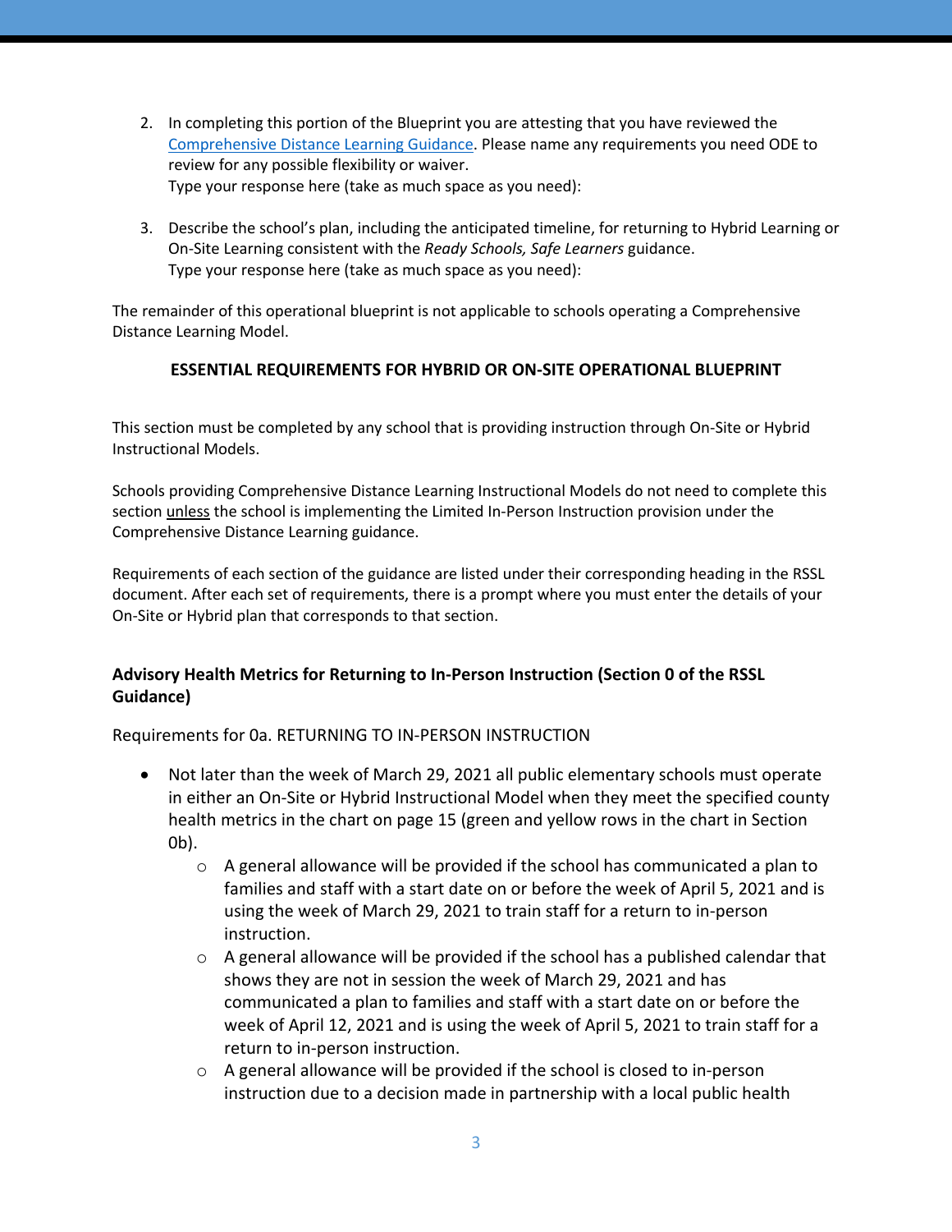2. In completing this portion of the Blueprint you are attesting that you have reviewed the [Comprehensive Distance Learning Guidance](). Please name any requirements you need ODE to review for any possible flexibility or waiver.
   Type your response here (take as much space as you need):

3. Describe the school's plan, including the anticipated timeline, for returning to Hybrid Learning or On-Site Learning consistent with the *Ready Schools, Safe Learners* guidance.
   Type your response here (take as much space as you need):

The remainder of this operational blueprint is not applicable to schools operating a Comprehensive Distance Learning Model.

**ESSENTIAL REQUIREMENTS FOR HYBRID OR ON-SITE OPERATIONAL BLUEPRINT**

This section must be completed by any school that is providing instruction through On-Site or Hybrid Instructional Models.

Schools providing Comprehensive Distance Learning Instructional Models do not need to complete this section unless the school is implementing the Limited In-Person Instruction provision under the Comprehensive Distance Learning guidance.

Requirements of each section of the guidance are listed under their corresponding heading in the RSSL document. After each set of requirements, there is a prompt where you must enter the details of your On-Site or Hybrid plan that corresponds to that section.

**Advisory Health Metrics for Returning to In-Person Instruction (Section 0 of the RSSL Guidance)**

Requirements for 0a. RETURNING TO IN-PERSON INSTRUCTION

- Not later than the week of March 29, 2021 all public elementary schools must operate in either an On-Site or Hybrid Instructional Model when they meet the specified county health metrics in the chart on page 15 (green and yellow rows in the chart in Section 0b).
  - A general allowance will be provided if the school has communicated a plan to families and staff with a start date on or before the week of April 5, 2021 and is using the week of March 29, 2021 to train staff for a return to in-person instruction.
  - A general allowance will be provided if the school has a published calendar that shows they are not in session the week of March 29, 2021 and has communicated a plan to families and staff with a start date on or before the week of April 12, 2021 and is using the week of April 5, 2021 to train staff for a return to in-person instruction.
  - A general allowance will be provided if the school is closed to in-person instruction due to a decision made in partnership with a local public health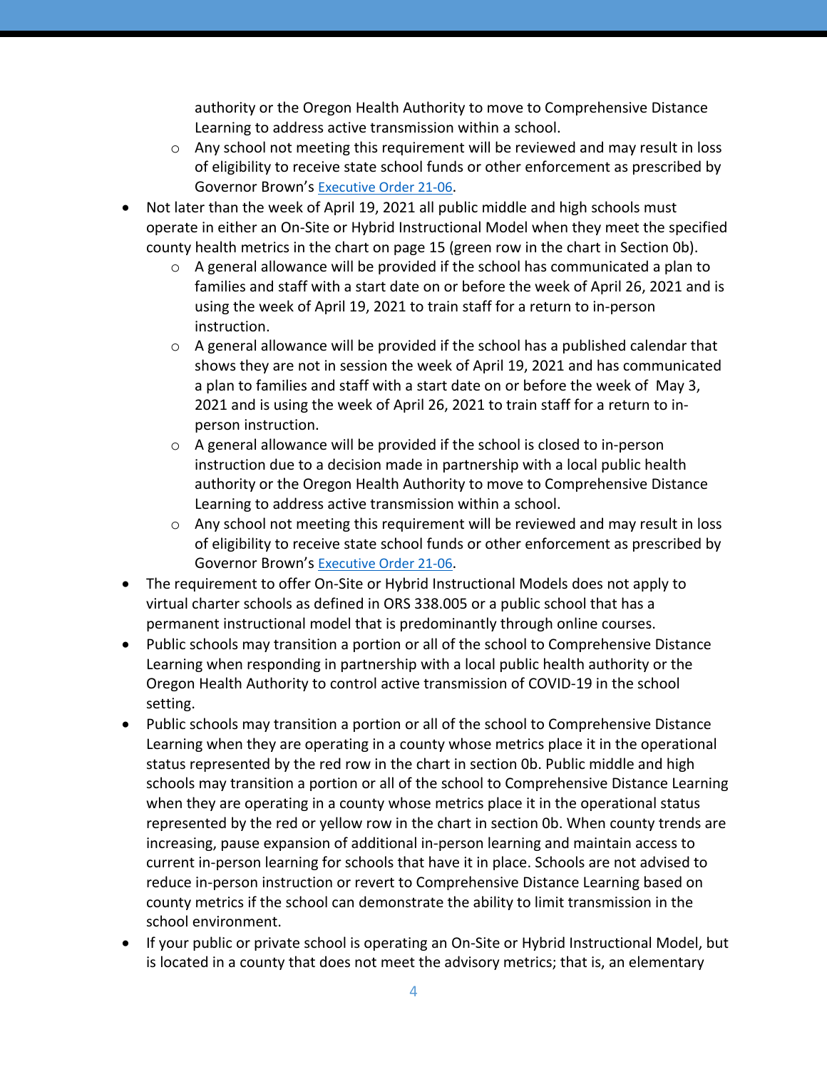authority or the Oregon Health Authority to move to Comprehensive Distance Learning to address active transmission within a school.
  - Any school not meeting this requirement will be reviewed and may result in loss of eligibility to receive state school funds or other enforcement as prescribed by Governor Brown's [Executive Order 21-06](#).
- Not later than the week of April 19, 2021 all public middle and high schools must operate in either an On-Site or Hybrid Instructional Model when they meet the specified county health metrics in the chart on page 15 (green row in the chart in Section 0b).
  - A general allowance will be provided if the school has communicated a plan to families and staff with a start date on or before the week of April 26, 2021 and is using the week of April 19, 2021 to train staff for a return to in-person instruction.
  - A general allowance will be provided if the school has a published calendar that shows they are not in session the week of April 19, 2021 and has communicated a plan to families and staff with a start date on or before the week of May 3, 2021 and is using the week of April 26, 2021 to train staff for a return to in-person instruction.
  - A general allowance will be provided if the school is closed to in-person instruction due to a decision made in partnership with a local public health authority or the Oregon Health Authority to move to Comprehensive Distance Learning to address active transmission within a school.
  - Any school not meeting this requirement will be reviewed and may result in loss of eligibility to receive state school funds or other enforcement as prescribed by Governor Brown's [Executive Order 21-06](#).
- The requirement to offer On-Site or Hybrid Instructional Models does not apply to virtual charter schools as defined in ORS 338.005 or a public school that has a permanent instructional model that is predominantly through online courses.
- Public schools may transition a portion or all of the school to Comprehensive Distance Learning when responding in partnership with a local public health authority or the Oregon Health Authority to control active transmission of COVID-19 in the school setting.
- Public schools may transition a portion or all of the school to Comprehensive Distance Learning when they are operating in a county whose metrics place it in the operational status represented by the red row in the chart in section 0b. Public middle and high schools may transition a portion or all of the school to Comprehensive Distance Learning when they are operating in a county whose metrics place it in the operational status represented by the red or yellow row in the chart in section 0b. When county trends are increasing, pause expansion of additional in-person learning and maintain access to current in-person learning for schools that have it in place. Schools are not advised to reduce in-person instruction or revert to Comprehensive Distance Learning based on county metrics if the school can demonstrate the ability to limit transmission in the school environment.
- If your public or private school is operating an On-Site or Hybrid Instructional Model, but is located in a county that does not meet the advisory metrics; that is, an elementary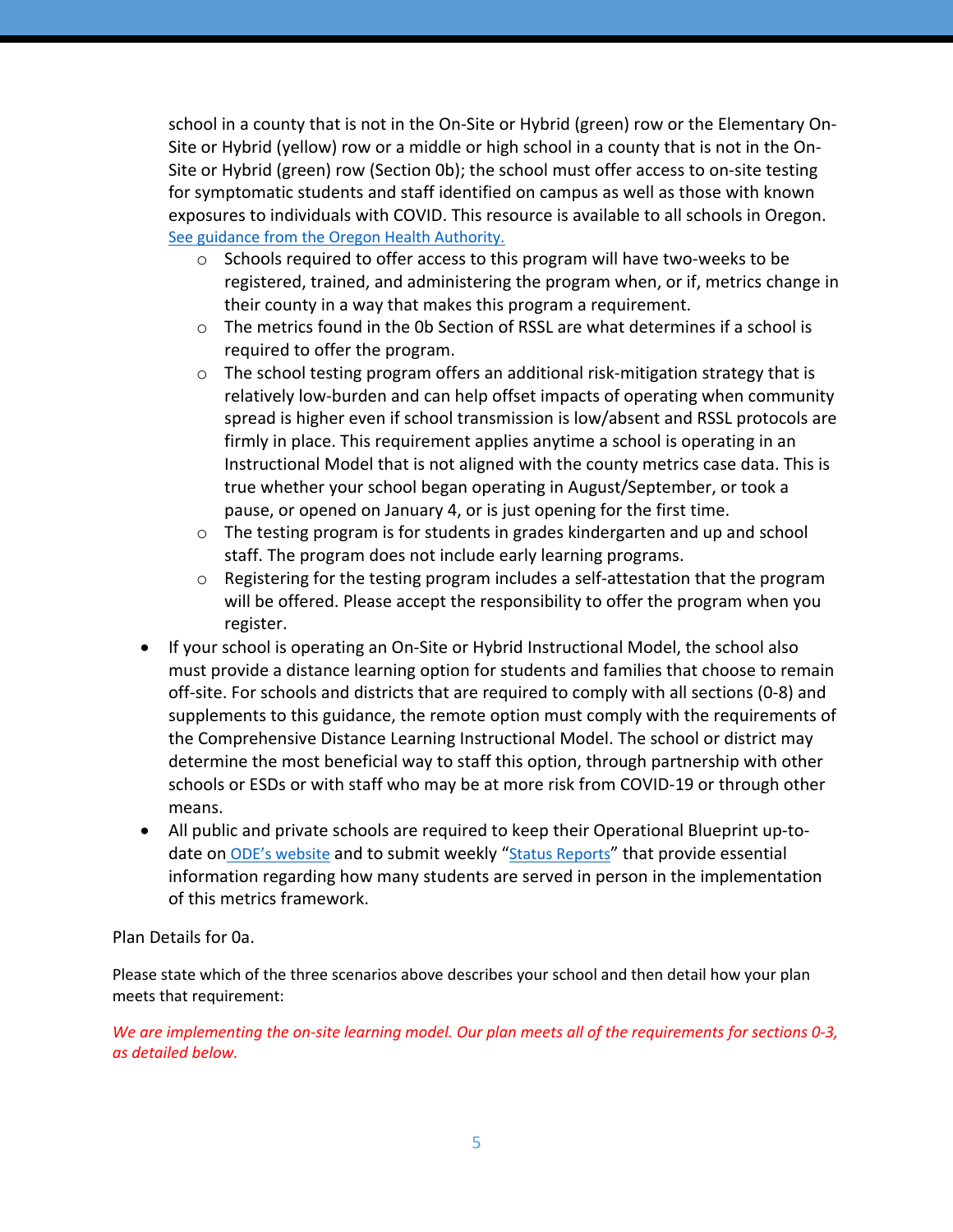school in a county that is not in the On-Site or Hybrid (green) row or the Elementary On-Site or Hybrid (yellow) row or a middle or high school in a county that is not in the On-Site or Hybrid (green) row (Section 0b); the school must offer access to on-site testing for symptomatic students and staff identified on campus as well as those with known exposures to individuals with COVID. This resource is available to all schools in Oregon. [See guidance from the Oregon Health Authority.]

- Schools required to offer access to this program will have two-weeks to be registered, trained, and administering the program when, or if, metrics change in their county in a way that makes this program a requirement.
- The metrics found in the 0b Section of RSSL are what determines if a school is required to offer the program.
- The school testing program offers an additional risk-mitigation strategy that is relatively low-burden and can help offset impacts of operating when community spread is higher even if school transmission is low/absent and RSSL protocols are firmly in place. This requirement applies anytime a school is operating in an Instructional Model that is not aligned with the county metrics case data. This is true whether your school began operating in August/September, or took a pause, or opened on January 4, or is just opening for the first time.
- The testing program is for students in grades kindergarten and up and school staff. The program does not include early learning programs.
- Registering for the testing program includes a self-attestation that the program will be offered. Please accept the responsibility to offer the program when you register.

- If your school is operating an On-Site or Hybrid Instructional Model, the school also must provide a distance learning option for students and families that choose to remain off-site. For schools and districts that are required to comply with all sections (0-8) and supplements to this guidance, the remote option must comply with the requirements of the Comprehensive Distance Learning Instructional Model. The school or district may determine the most beneficial way to staff this option, through partnership with other schools or ESDs or with staff who may be at more risk from COVID-19 or through other means.
- All public and private schools are required to keep their Operational Blueprint up-to-date on ODE's website and to submit weekly "Status Reports" that provide essential information regarding how many students are served in person in the implementation of this metrics framework.

Plan Details for 0a.

Please state which of the three scenarios above describes your school and then detail how your plan meets that requirement:

*We are implementing the on-site learning model. Our plan meets all of the requirements for sections 0-3, as detailed below.*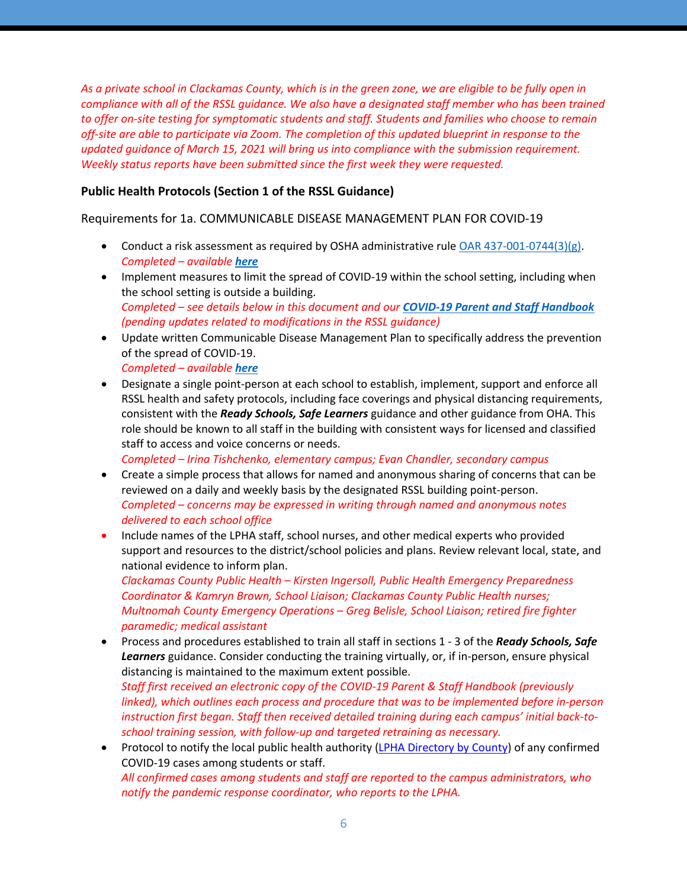*As a private school in Clackamas County, which is in the green zone, we are eligible to be fully open in compliance with all of the RSSL guidance. We also have a designated staff member who has been trained to offer on-site testing for symptomatic students and staff. Students and families who choose to remain off-site are able to participate via Zoom. The completion of this updated blueprint in response to the updated guidance of March 15, 2021 will bring us into compliance with the submission requirement. Weekly status reports have been submitted since the first week they were requested.*

**Public Health Protocols (Section 1 of the RSSL Guidance)**

Requirements for 1a. COMMUNICABLE DISEASE MANAGEMENT PLAN FOR COVID-19

- Conduct a risk assessment as required by OSHA administrative rule OAR 437-001-0744(3)(g).
  *Completed – available **here***
- Implement measures to limit the spread of COVID-19 within the school setting, including when the school setting is outside a building.
  *Completed – see details below in this document and our **COVID-19 Parent and Staff Handbook** (pending updates related to modifications in the RSSL guidance)*
- Update written Communicable Disease Management Plan to specifically address the prevention of the spread of COVID-19.
  *Completed – available **here***
- Designate a single point-person at each school to establish, implement, support and enforce all RSSL health and safety protocols, including face coverings and physical distancing requirements, consistent with the ***Ready Schools, Safe Learners*** guidance and other guidance from OHA. This role should be known to all staff in the building with consistent ways for licensed and classified staff to access and voice concerns or needs.
  *Completed – Irina Tishchenko, elementary campus; Evan Chandler, secondary campus*
- Create a simple process that allows for named and anonymous sharing of concerns that can be reviewed on a daily and weekly basis by the designated RSSL building point-person.
  *Completed – concerns may be expressed in writing through named and anonymous notes delivered to each school office*
- Include names of the LPHA staff, school nurses, and other medical experts who provided support and resources to the district/school policies and plans. Review relevant local, state, and national evidence to inform plan.
  *Clackamas County Public Health – Kirsten Ingersoll, Public Health Emergency Preparedness Coordinator & Kamryn Brown, School Liaison; Clackamas County Public Health nurses; Multnomah County Emergency Operations – Greg Belisle, School Liaison; retired fire fighter paramedic; medical assistant*
- Process and procedures established to train all staff in sections 1 - 3 of the ***Ready Schools, Safe Learners*** guidance. Consider conducting the training virtually, or, if in-person, ensure physical distancing is maintained to the maximum extent possible.
  *Staff first received an electronic copy of the COVID-19 Parent & Staff Handbook (previously linked), which outlines each process and procedure that was to be implemented before in-person instruction first began. Staff then received detailed training during each campus' initial back-to-school training session, with follow-up and targeted retraining as necessary.*
- Protocol to notify the local public health authority (LPHA Directory by County) of any confirmed COVID-19 cases among students or staff.
  *All confirmed cases among students and staff are reported to the campus administrators, who notify the pandemic response coordinator, who reports to the LPHA.*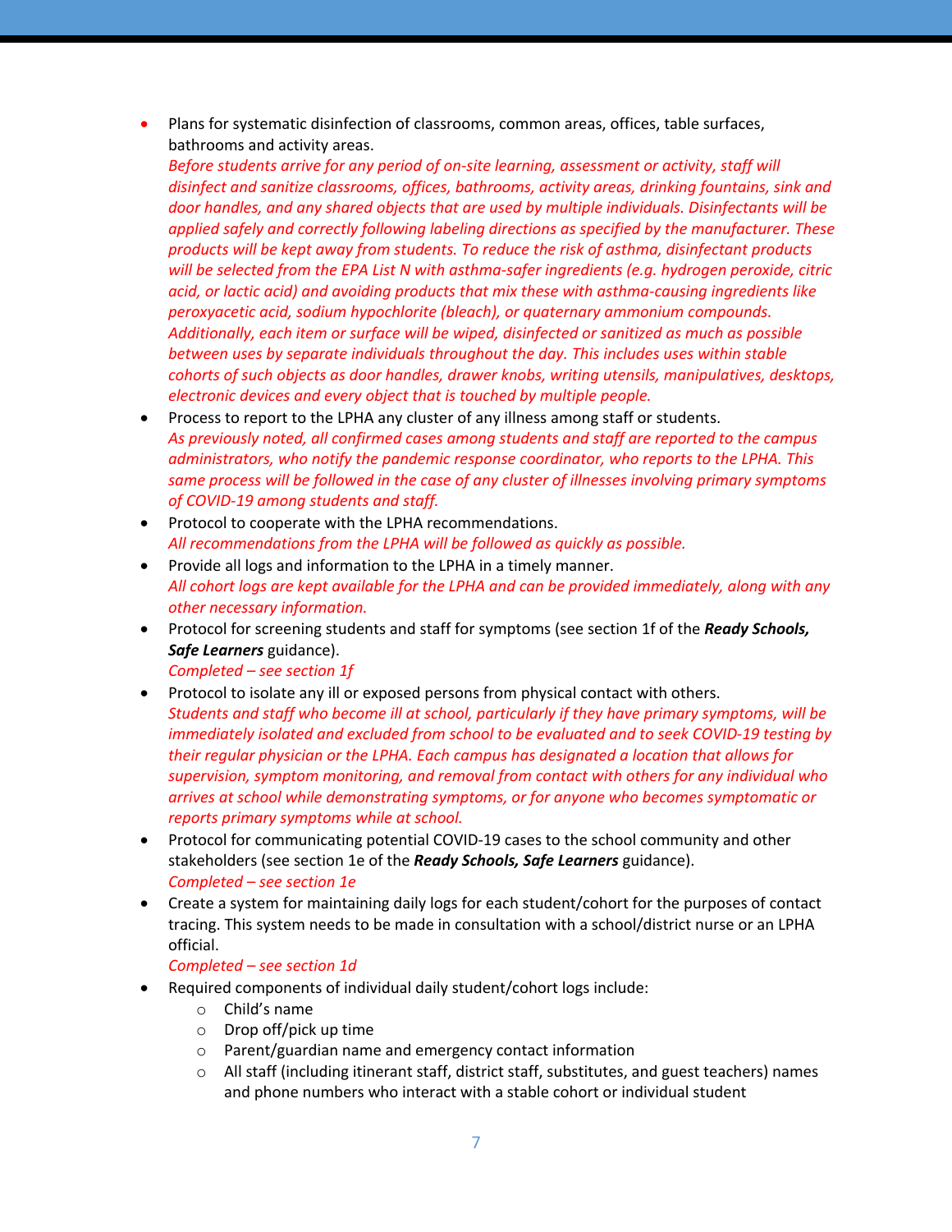- Plans for systematic disinfection of classrooms, common areas, offices, table surfaces, bathrooms and activity areas.
  *Before students arrive for any period of on-site learning, assessment or activity, staff will disinfect and sanitize classrooms, offices, bathrooms, activity areas, drinking fountains, sink and door handles, and any shared objects that are used by multiple individuals. Disinfectants will be applied safely and correctly following labeling directions as specified by the manufacturer. These products will be kept away from students. To reduce the risk of asthma, disinfectant products will be selected from the EPA List N with asthma-safer ingredients (e.g. hydrogen peroxide, citric acid, or lactic acid) and avoiding products that mix these with asthma-causing ingredients like peroxyacetic acid, sodium hypochlorite (bleach), or quaternary ammonium compounds. Additionally, each item or surface will be wiped, disinfected or sanitized as much as possible between uses by separate individuals throughout the day. This includes uses within stable cohorts of such objects as door handles, drawer knobs, writing utensils, manipulatives, desktops, electronic devices and every object that is touched by multiple people.*
- Process to report to the LPHA any cluster of any illness among staff or students.
  *As previously noted, all confirmed cases among students and staff are reported to the campus administrators, who notify the pandemic response coordinator, who reports to the LPHA. This same process will be followed in the case of any cluster of illnesses involving primary symptoms of COVID-19 among students and staff.*
- Protocol to cooperate with the LPHA recommendations.
  *All recommendations from the LPHA will be followed as quickly as possible.*
- Provide all logs and information to the LPHA in a timely manner.
  *All cohort logs are kept available for the LPHA and can be provided immediately, along with any other necessary information.*
- Protocol for screening students and staff for symptoms (see section 1f of the ***Ready Schools, Safe Learners*** guidance).
  *Completed – see section 1f*
- Protocol to isolate any ill or exposed persons from physical contact with others.
  *Students and staff who become ill at school, particularly if they have primary symptoms, will be immediately isolated and excluded from school to be evaluated and to seek COVID-19 testing by their regular physician or the LPHA. Each campus has designated a location that allows for supervision, symptom monitoring, and removal from contact with others for any individual who arrives at school while demonstrating symptoms, or for anyone who becomes symptomatic or reports primary symptoms while at school.*
- Protocol for communicating potential COVID-19 cases to the school community and other stakeholders (see section 1e of the ***Ready Schools, Safe Learners*** guidance).
  *Completed – see section 1e*
- Create a system for maintaining daily logs for each student/cohort for the purposes of contact tracing. This system needs to be made in consultation with a school/district nurse or an LPHA official.
  *Completed – see section 1d*
- Required components of individual daily student/cohort logs include:
  - Child's name
  - Drop off/pick up time
  - Parent/guardian name and emergency contact information
  - All staff (including itinerant staff, district staff, substitutes, and guest teachers) names and phone numbers who interact with a stable cohort or individual student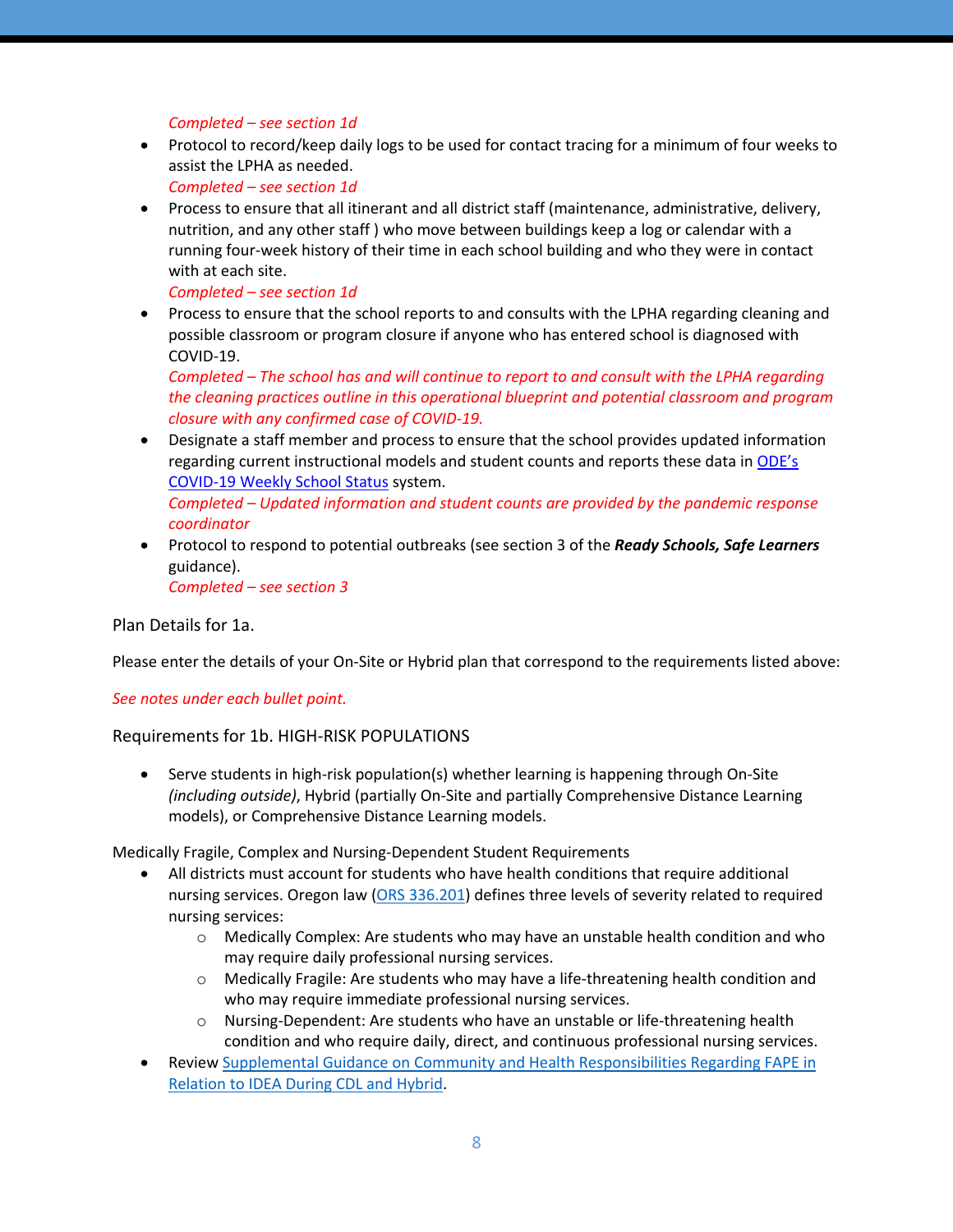*Completed – see section 1d*

- Protocol to record/keep daily logs to be used for contact tracing for a minimum of four weeks to assist the LPHA as needed.
  *Completed – see section 1d*
- Process to ensure that all itinerant and all district staff (maintenance, administrative, delivery, nutrition, and any other staff ) who move between buildings keep a log or calendar with a running four-week history of their time in each school building and who they were in contact with at each site.
  *Completed – see section 1d*
- Process to ensure that the school reports to and consults with the LPHA regarding cleaning and possible classroom or program closure if anyone who has entered school is diagnosed with COVID-19.
  *Completed – The school has and will continue to report to and consult with the LPHA regarding the cleaning practices outline in this operational blueprint and potential classroom and program closure with any confirmed case of COVID-19.*
- Designate a staff member and process to ensure that the school provides updated information regarding current instructional models and student counts and reports these data in [ODE's COVID-19 Weekly School Status]() system.
  *Completed – Updated information and student counts are provided by the pandemic response coordinator*
- Protocol to respond to potential outbreaks (see section 3 of the ***Ready Schools, Safe Learners*** guidance).
  *Completed – see section 3*

Plan Details for 1a.

Please enter the details of your On-Site or Hybrid plan that correspond to the requirements listed above:

*See notes under each bullet point.*

Requirements for 1b. HIGH-RISK POPULATIONS

- Serve students in high-risk population(s) whether learning is happening through On-Site *(including outside)*, Hybrid (partially On-Site and partially Comprehensive Distance Learning models), or Comprehensive Distance Learning models.

Medically Fragile, Complex and Nursing-Dependent Student Requirements

- All districts must account for students who have health conditions that require additional nursing services. Oregon law ([ORS 336.201]()) defines three levels of severity related to required nursing services:
  - Medically Complex: Are students who may have an unstable health condition and who may require daily professional nursing services.
  - Medically Fragile: Are students who may have a life-threatening health condition and who may require immediate professional nursing services.
  - Nursing-Dependent: Are students who have an unstable or life-threatening health condition and who require daily, direct, and continuous professional nursing services.
- Review [Supplemental Guidance on Community and Health Responsibilities Regarding FAPE in Relation to IDEA During CDL and Hybrid]().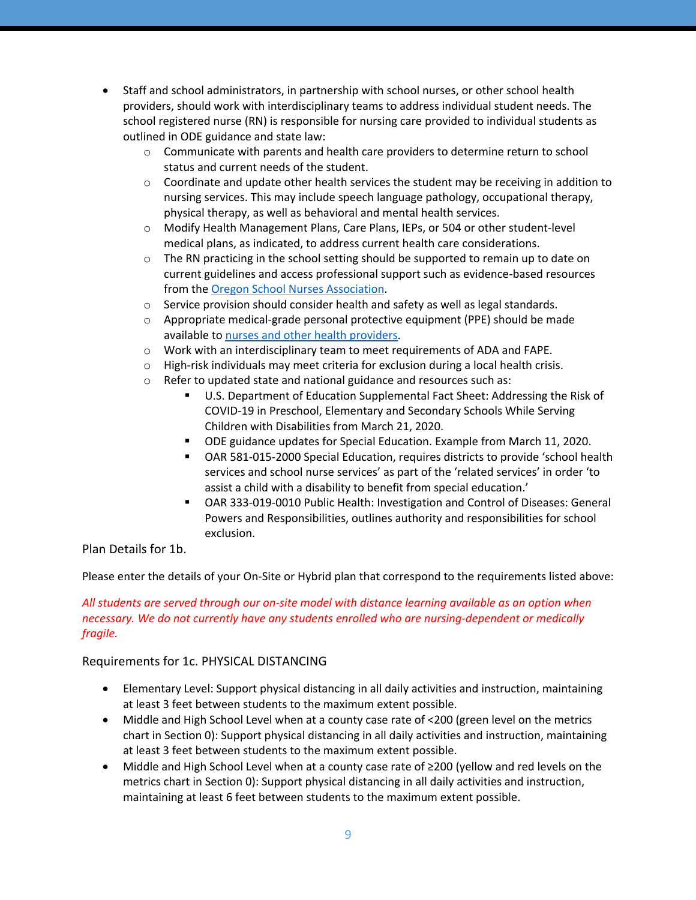- Staff and school administrators, in partnership with school nurses, or other school health providers, should work with interdisciplinary teams to address individual student needs. The school registered nurse (RN) is responsible for nursing care provided to individual students as outlined in ODE guidance and state law:
  - Communicate with parents and health care providers to determine return to school status and current needs of the student.
  - Coordinate and update other health services the student may be receiving in addition to nursing services. This may include speech language pathology, occupational therapy, physical therapy, as well as behavioral and mental health services.
  - Modify Health Management Plans, Care Plans, IEPs, or 504 or other student-level medical plans, as indicated, to address current health care considerations.
  - The RN practicing in the school setting should be supported to remain up to date on current guidelines and access professional support such as evidence-based resources from the Oregon School Nurses Association.
  - Service provision should consider health and safety as well as legal standards.
  - Appropriate medical-grade personal protective equipment (PPE) should be made available to nurses and other health providers.
  - Work with an interdisciplinary team to meet requirements of ADA and FAPE.
  - High-risk individuals may meet criteria for exclusion during a local health crisis.
  - Refer to updated state and national guidance and resources such as:
    - U.S. Department of Education Supplemental Fact Sheet: Addressing the Risk of COVID-19 in Preschool, Elementary and Secondary Schools While Serving Children with Disabilities from March 21, 2020.
    - ODE guidance updates for Special Education. Example from March 11, 2020.
    - OAR 581-015-2000 Special Education, requires districts to provide 'school health services and school nurse services' as part of the 'related services' in order 'to assist a child with a disability to benefit from special education.'
    - OAR 333-019-0010 Public Health: Investigation and Control of Diseases: General Powers and Responsibilities, outlines authority and responsibilities for school exclusion.

Plan Details for 1b.

Please enter the details of your On-Site or Hybrid plan that correspond to the requirements listed above:

*All students are served through our on-site model with distance learning available as an option when necessary. We do not currently have any students enrolled who are nursing-dependent or medically fragile.*

Requirements for 1c. PHYSICAL DISTANCING

- Elementary Level: Support physical distancing in all daily activities and instruction, maintaining at least 3 feet between students to the maximum extent possible.
- Middle and High School Level when at a county case rate of <200 (green level on the metrics chart in Section 0): Support physical distancing in all daily activities and instruction, maintaining at least 3 feet between students to the maximum extent possible.
- Middle and High School Level when at a county case rate of ≥200 (yellow and red levels on the metrics chart in Section 0): Support physical distancing in all daily activities and instruction, maintaining at least 6 feet between students to the maximum extent possible.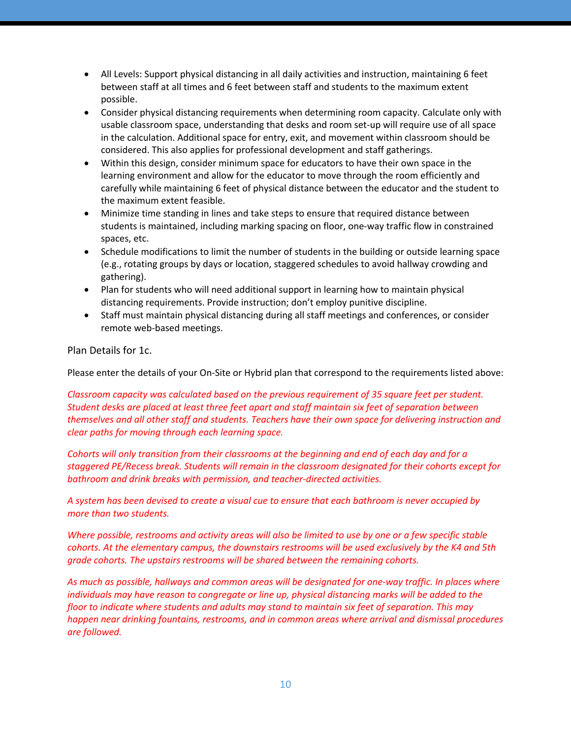- All Levels: Support physical distancing in all daily activities and instruction, maintaining 6 feet between staff at all times and 6 feet between staff and students to the maximum extent possible.
- Consider physical distancing requirements when determining room capacity. Calculate only with usable classroom space, understanding that desks and room set-up will require use of all space in the calculation. Additional space for entry, exit, and movement within classroom should be considered. This also applies for professional development and staff gatherings.
- Within this design, consider minimum space for educators to have their own space in the learning environment and allow for the educator to move through the room efficiently and carefully while maintaining 6 feet of physical distance between the educator and the student to the maximum extent feasible.
- Minimize time standing in lines and take steps to ensure that required distance between students is maintained, including marking spacing on floor, one-way traffic flow in constrained spaces, etc.
- Schedule modifications to limit the number of students in the building or outside learning space (e.g., rotating groups by days or location, staggered schedules to avoid hallway crowding and gathering).
- Plan for students who will need additional support in learning how to maintain physical distancing requirements. Provide instruction; don't employ punitive discipline.
- Staff must maintain physical distancing during all staff meetings and conferences, or consider remote web-based meetings.

Plan Details for 1c.

Please enter the details of your On-Site or Hybrid plan that correspond to the requirements listed above:

*Classroom capacity was calculated based on the previous requirement of 35 square feet per student. Student desks are placed at least three feet apart and staff maintain six feet of separation between themselves and all other staff and students. Teachers have their own space for delivering instruction and clear paths for moving through each learning space.*

*Cohorts will only transition from their classrooms at the beginning and end of each day and for a staggered PE/Recess break. Students will remain in the classroom designated for their cohorts except for bathroom and drink breaks with permission, and teacher-directed activities.*

*A system has been devised to create a visual cue to ensure that each bathroom is never occupied by more than two students.*

*Where possible, restrooms and activity areas will also be limited to use by one or a few specific stable cohorts. At the elementary campus, the downstairs restrooms will be used exclusively by the K4 and 5th grade cohorts. The upstairs restrooms will be shared between the remaining cohorts.*

*As much as possible, hallways and common areas will be designated for one-way traffic. In places where individuals may have reason to congregate or line up, physical distancing marks will be added to the floor to indicate where students and adults may stand to maintain six feet of separation. This may happen near drinking fountains, restrooms, and in common areas where arrival and dismissal procedures are followed.*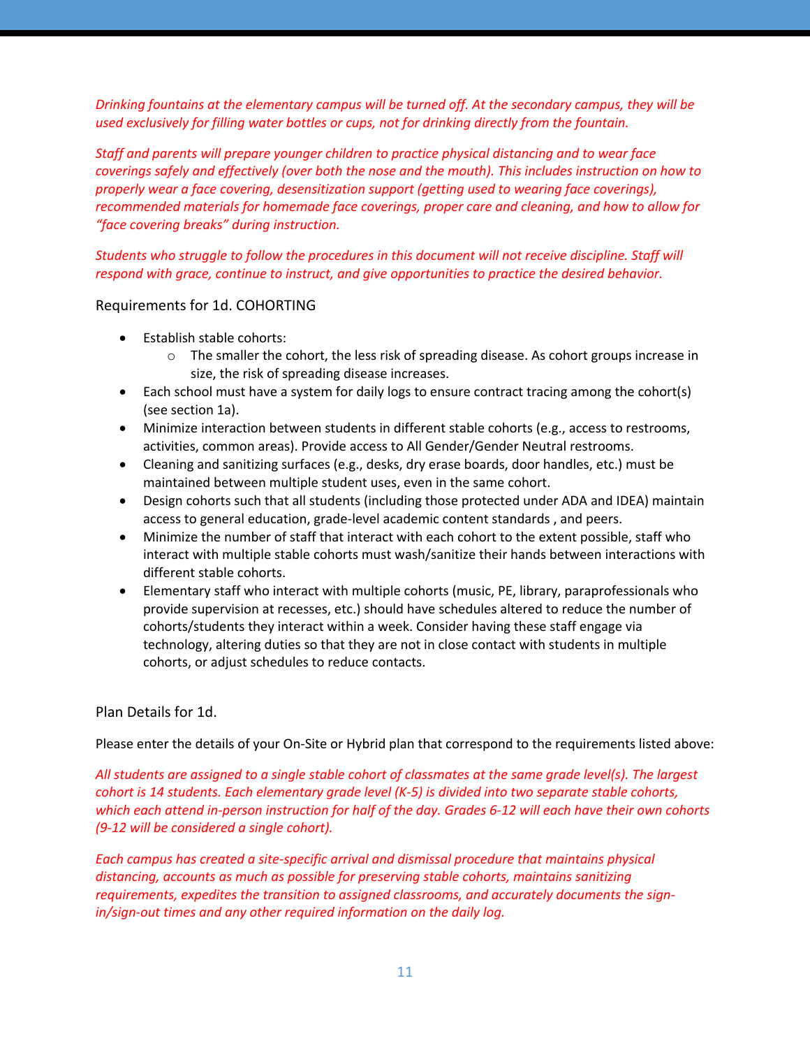*Drinking fountains at the elementary campus will be turned off. At the secondary campus, they will be used exclusively for filling water bottles or cups, not for drinking directly from the fountain.*

*Staff and parents will prepare younger children to practice physical distancing and to wear face coverings safely and effectively (over both the nose and the mouth). This includes instruction on how to properly wear a face covering, desensitization support (getting used to wearing face coverings), recommended materials for homemade face coverings, proper care and cleaning, and how to allow for "face covering breaks" during instruction.*

*Students who struggle to follow the procedures in this document will not receive discipline. Staff will respond with grace, continue to instruct, and give opportunities to practice the desired behavior.*

Requirements for 1d. COHORTING

- Establish stable cohorts:
  - The smaller the cohort, the less risk of spreading disease. As cohort groups increase in size, the risk of spreading disease increases.
- Each school must have a system for daily logs to ensure contract tracing among the cohort(s) (see section 1a).
- Minimize interaction between students in different stable cohorts (e.g., access to restrooms, activities, common areas). Provide access to All Gender/Gender Neutral restrooms.
- Cleaning and sanitizing surfaces (e.g., desks, dry erase boards, door handles, etc.) must be maintained between multiple student uses, even in the same cohort.
- Design cohorts such that all students (including those protected under ADA and IDEA) maintain access to general education, grade-level academic content standards , and peers.
- Minimize the number of staff that interact with each cohort to the extent possible, staff who interact with multiple stable cohorts must wash/sanitize their hands between interactions with different stable cohorts.
- Elementary staff who interact with multiple cohorts (music, PE, library, paraprofessionals who provide supervision at recesses, etc.) should have schedules altered to reduce the number of cohorts/students they interact within a week. Consider having these staff engage via technology, altering duties so that they are not in close contact with students in multiple cohorts, or adjust schedules to reduce contacts.

Plan Details for 1d.

Please enter the details of your On-Site or Hybrid plan that correspond to the requirements listed above:

*All students are assigned to a single stable cohort of classmates at the same grade level(s). The largest cohort is 14 students. Each elementary grade level (K-5) is divided into two separate stable cohorts, which each attend in-person instruction for half of the day. Grades 6-12 will each have their own cohorts (9-12 will be considered a single cohort).*

*Each campus has created a site-specific arrival and dismissal procedure that maintains physical distancing, accounts as much as possible for preserving stable cohorts, maintains sanitizing requirements, expedites the transition to assigned classrooms, and accurately documents the sign-in/sign-out times and any other required information on the daily log.*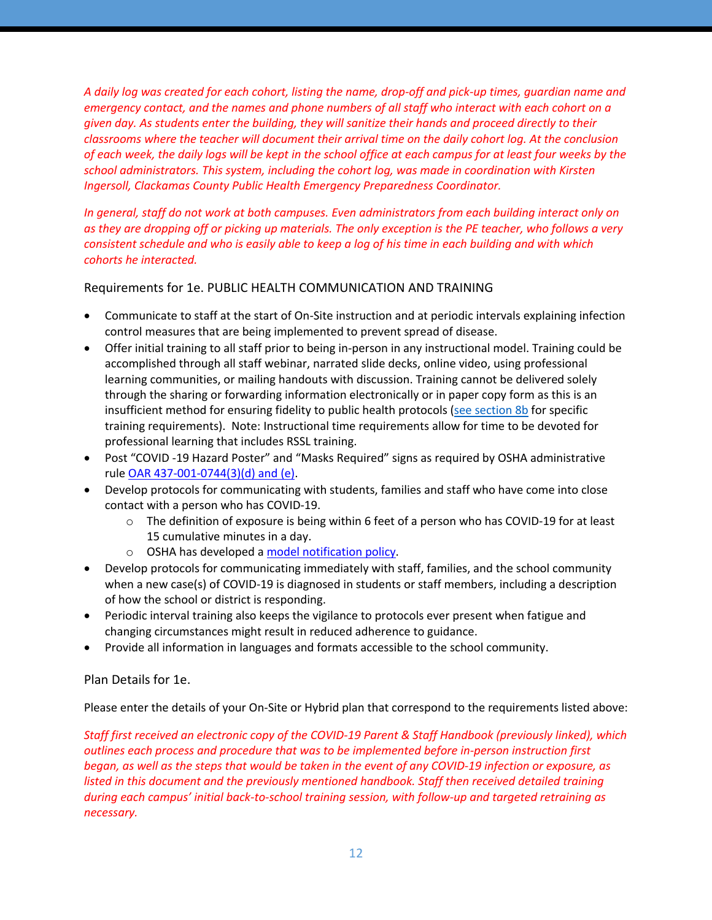*A daily log was created for each cohort, listing the name, drop-off and pick-up times, guardian name and emergency contact, and the names and phone numbers of all staff who interact with each cohort on a given day. As students enter the building, they will sanitize their hands and proceed directly to their classrooms where the teacher will document their arrival time on the daily cohort log. At the conclusion of each week, the daily logs will be kept in the school office at each campus for at least four weeks by the school administrators. This system, including the cohort log, was made in coordination with Kirsten Ingersoll, Clackamas County Public Health Emergency Preparedness Coordinator.*

*In general, staff do not work at both campuses. Even administrators from each building interact only on as they are dropping off or picking up materials. The only exception is the PE teacher, who follows a very consistent schedule and who is easily able to keep a log of his time in each building and with which cohorts he interacted.*

### Requirements for 1e. PUBLIC HEALTH COMMUNICATION AND TRAINING

- Communicate to staff at the start of On-Site instruction and at periodic intervals explaining infection control measures that are being implemented to prevent spread of disease.
- Offer initial training to all staff prior to being in-person in any instructional model. Training could be accomplished through all staff webinar, narrated slide decks, online video, using professional learning communities, or mailing handouts with discussion. Training cannot be delivered solely through the sharing or forwarding information electronically or in paper copy form as this is an insufficient method for ensuring fidelity to public health protocols (see section 8b for specific training requirements). Note: Instructional time requirements allow for time to be devoted for professional learning that includes RSSL training.
- Post "COVID -19 Hazard Poster" and "Masks Required" signs as required by OSHA administrative rule OAR 437-001-0744(3)(d) and (e).
- Develop protocols for communicating with students, families and staff who have come into close contact with a person who has COVID-19.
  - The definition of exposure is being within 6 feet of a person who has COVID-19 for at least 15 cumulative minutes in a day.
  - OSHA has developed a model notification policy.
- Develop protocols for communicating immediately with staff, families, and the school community when a new case(s) of COVID-19 is diagnosed in students or staff members, including a description of how the school or district is responding.
- Periodic interval training also keeps the vigilance to protocols ever present when fatigue and changing circumstances might result in reduced adherence to guidance.
- Provide all information in languages and formats accessible to the school community.

### Plan Details for 1e.

Please enter the details of your On-Site or Hybrid plan that correspond to the requirements listed above:

*Staff first received an electronic copy of the COVID-19 Parent & Staff Handbook (previously linked), which outlines each process and procedure that was to be implemented before in-person instruction first began, as well as the steps that would be taken in the event of any COVID-19 infection or exposure, as listed in this document and the previously mentioned handbook. Staff then received detailed training during each campus' initial back-to-school training session, with follow-up and targeted retraining as necessary.*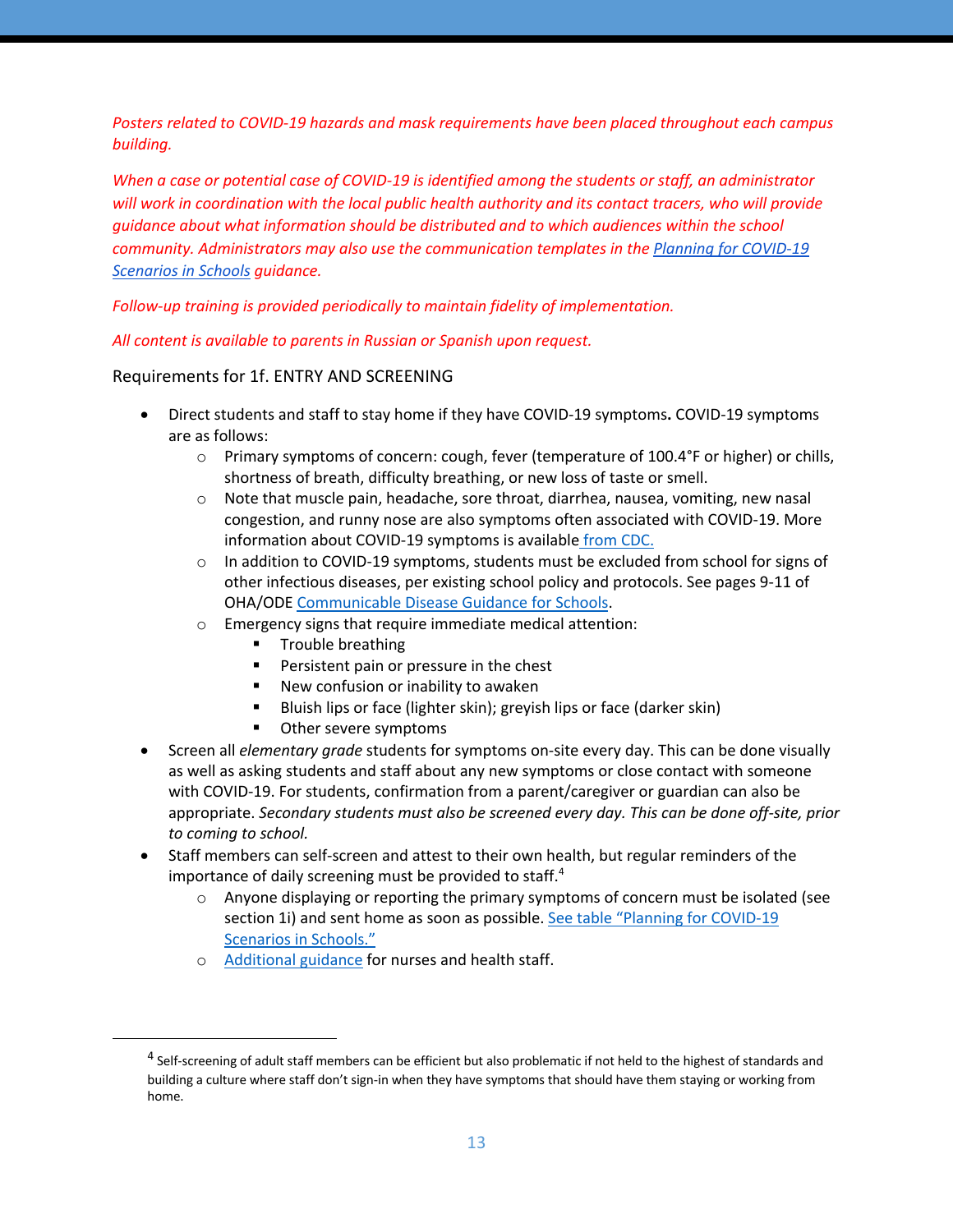*Posters related to COVID-19 hazards and mask requirements have been placed throughout each campus building.*

*When a case or potential case of COVID-19 is identified among the students or staff, an administrator will work in coordination with the local public health authority and its contact tracers, who will provide guidance about what information should be distributed and to which audiences within the school community. Administrators may also use the communication templates in the [Planning for COVID-19 Scenarios in Schools](#) guidance.*

*Follow-up training is provided periodically to maintain fidelity of implementation.*

*All content is available to parents in Russian or Spanish upon request.*

Requirements for 1f. ENTRY AND SCREENING

- Direct students and staff to stay home if they have COVID-19 symptoms**.** COVID-19 symptoms are as follows:
  - Primary symptoms of concern: cough, fever (temperature of 100.4°F or higher) or chills, shortness of breath, difficulty breathing, or new loss of taste or smell.
  - Note that muscle pain, headache, sore throat, diarrhea, nausea, vomiting, new nasal congestion, and runny nose are also symptoms often associated with COVID-19. More information about COVID-19 symptoms is available [from CDC.](#)
  - In addition to COVID-19 symptoms, students must be excluded from school for signs of other infectious diseases, per existing school policy and protocols. See pages 9-11 of OHA/ODE [Communicable Disease Guidance for Schools](#).
  - Emergency signs that require immediate medical attention:
    - Trouble breathing
    - Persistent pain or pressure in the chest
    - New confusion or inability to awaken
    - Bluish lips or face (lighter skin); greyish lips or face (darker skin)
    - Other severe symptoms
- Screen all *elementary grade* students for symptoms on-site every day. This can be done visually as well as asking students and staff about any new symptoms or close contact with someone with COVID-19. For students, confirmation from a parent/caregiver or guardian can also be appropriate. *Secondary students must also be screened every day. This can be done off-site, prior to coming to school.*
- Staff members can self-screen and attest to their own health, but regular reminders of the importance of daily screening must be provided to staff.[4]
  - Anyone displaying or reporting the primary symptoms of concern must be isolated (see section 1i) and sent home as soon as possible. [See table "Planning for COVID-19 Scenarios in Schools."](#)
  - [Additional guidance](#) for nurses and health staff.

---

[4] Self-screening of adult staff members can be efficient but also problematic if not held to the highest of standards and building a culture where staff don't sign-in when they have symptoms that should have them staying or working from home.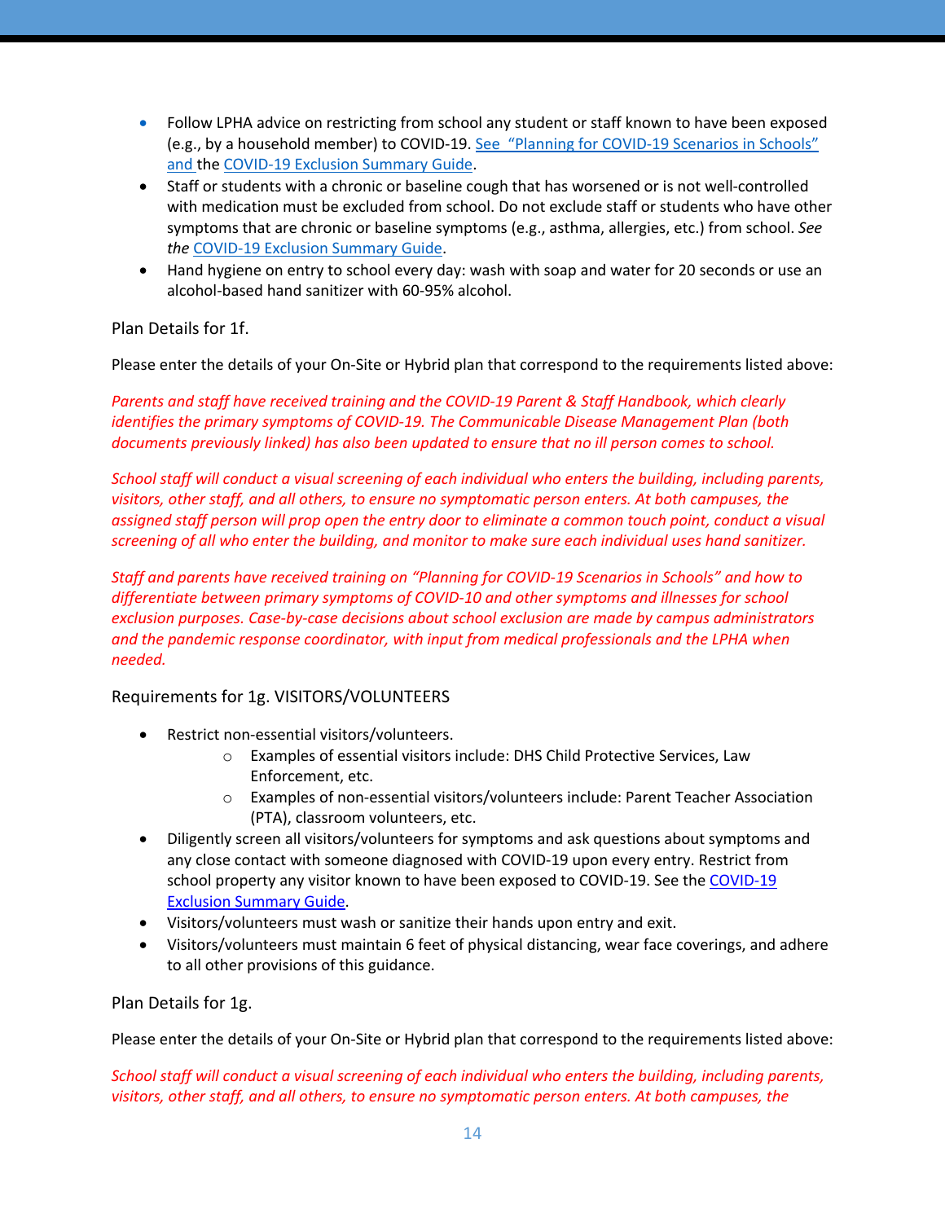- Follow LPHA advice on restricting from school any student or staff known to have been exposed (e.g., by a household member) to COVID-19. See "Planning for COVID-19 Scenarios in Schools" and the COVID-19 Exclusion Summary Guide.
- Staff or students with a chronic or baseline cough that has worsened or is not well-controlled with medication must be excluded from school. Do not exclude staff or students who have other symptoms that are chronic or baseline symptoms (e.g., asthma, allergies, etc.) from school. *See the* COVID-19 Exclusion Summary Guide.
- Hand hygiene on entry to school every day: wash with soap and water for 20 seconds or use an alcohol-based hand sanitizer with 60-95% alcohol.

Plan Details for 1f.

Please enter the details of your On-Site or Hybrid plan that correspond to the requirements listed above:

*Parents and staff have received training and the COVID-19 Parent & Staff Handbook, which clearly identifies the primary symptoms of COVID-19. The Communicable Disease Management Plan (both documents previously linked) has also been updated to ensure that no ill person comes to school.*

*School staff will conduct a visual screening of each individual who enters the building, including parents, visitors, other staff, and all others, to ensure no symptomatic person enters. At both campuses, the assigned staff person will prop open the entry door to eliminate a common touch point, conduct a visual screening of all who enter the building, and monitor to make sure each individual uses hand sanitizer.*

*Staff and parents have received training on "Planning for COVID-19 Scenarios in Schools" and how to differentiate between primary symptoms of COVID-10 and other symptoms and illnesses for school exclusion purposes. Case-by-case decisions about school exclusion are made by campus administrators and the pandemic response coordinator, with input from medical professionals and the LPHA when needed.*

Requirements for 1g. VISITORS/VOLUNTEERS

- Restrict non-essential visitors/volunteers.
  - Examples of essential visitors include: DHS Child Protective Services, Law Enforcement, etc.
  - Examples of non-essential visitors/volunteers include: Parent Teacher Association (PTA), classroom volunteers, etc.
- Diligently screen all visitors/volunteers for symptoms and ask questions about symptoms and any close contact with someone diagnosed with COVID-19 upon every entry. Restrict from school property any visitor known to have been exposed to COVID-19. See the COVID-19 Exclusion Summary Guide.
- Visitors/volunteers must wash or sanitize their hands upon entry and exit.
- Visitors/volunteers must maintain 6 feet of physical distancing, wear face coverings, and adhere to all other provisions of this guidance.

Plan Details for 1g.

Please enter the details of your On-Site or Hybrid plan that correspond to the requirements listed above:

*School staff will conduct a visual screening of each individual who enters the building, including parents, visitors, other staff, and all others, to ensure no symptomatic person enters. At both campuses, the*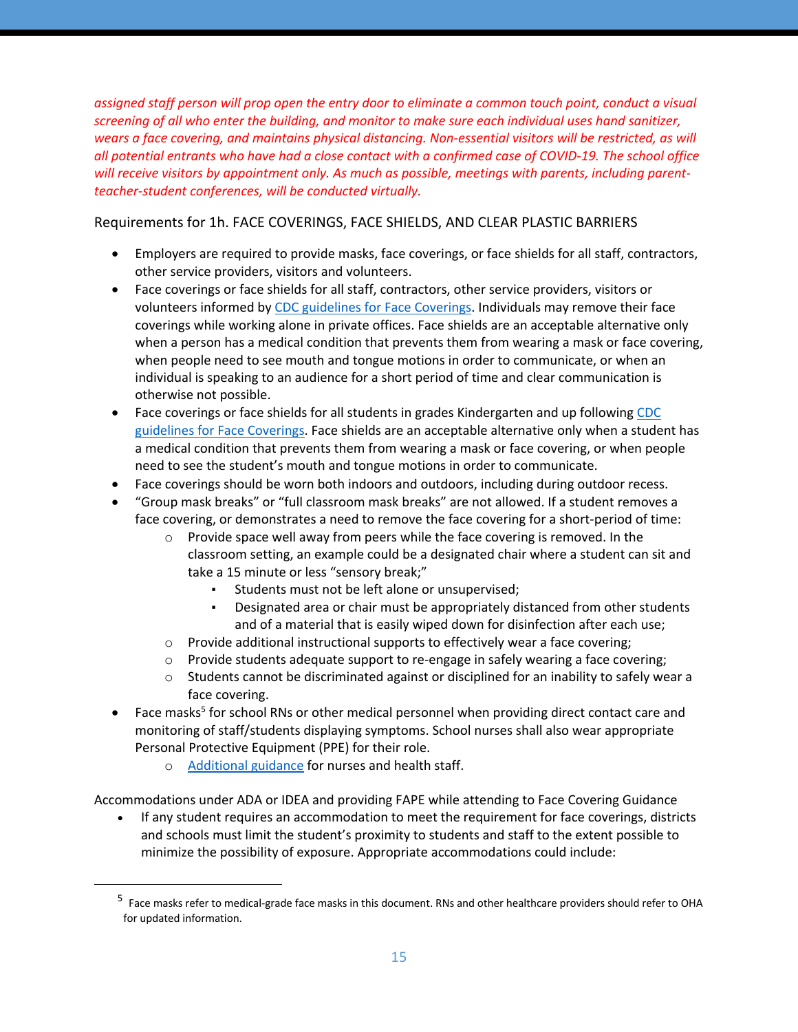*assigned staff person will prop open the entry door to eliminate a common touch point, conduct a visual screening of all who enter the building, and monitor to make sure each individual uses hand sanitizer, wears a face covering, and maintains physical distancing. Non-essential visitors will be restricted, as will all potential entrants who have had a close contact with a confirmed case of COVID-19. The school office will receive visitors by appointment only. As much as possible, meetings with parents, including parent-teacher-student conferences, will be conducted virtually.*

Requirements for 1h. FACE COVERINGS, FACE SHIELDS, AND CLEAR PLASTIC BARRIERS

- Employers are required to provide masks, face coverings, or face shields for all staff, contractors, other service providers, visitors and volunteers.
- Face coverings or face shields for all staff, contractors, other service providers, visitors or volunteers informed by [CDC guidelines for Face Coverings](). Individuals may remove their face coverings while working alone in private offices. Face shields are an acceptable alternative only when a person has a medical condition that prevents them from wearing a mask or face covering, when people need to see mouth and tongue motions in order to communicate, or when an individual is speaking to an audience for a short period of time and clear communication is otherwise not possible.
- Face coverings or face shields for all students in grades Kindergarten and up following [CDC guidelines for Face Coverings](). Face shields are an acceptable alternative only when a student has a medical condition that prevents them from wearing a mask or face covering, or when people need to see the student's mouth and tongue motions in order to communicate.
- Face coverings should be worn both indoors and outdoors, including during outdoor recess.
- "Group mask breaks" or "full classroom mask breaks" are not allowed. If a student removes a face covering, or demonstrates a need to remove the face covering for a short-period of time:
    - Provide space well away from peers while the face covering is removed. In the classroom setting, an example could be a designated chair where a student can sit and take a 15 minute or less "sensory break;"
        - Students must not be left alone or unsupervised;
        - Designated area or chair must be appropriately distanced from other students and of a material that is easily wiped down for disinfection after each use;
    - Provide additional instructional supports to effectively wear a face covering;
    - Provide students adequate support to re-engage in safely wearing a face covering;
    - Students cannot be discriminated against or disciplined for an inability to safely wear a face covering.
- Face masks[5] for school RNs or other medical personnel when providing direct contact care and monitoring of staff/students displaying symptoms. School nurses shall also wear appropriate Personal Protective Equipment (PPE) for their role.
    - [Additional guidance]() for nurses and health staff.

Accommodations under ADA or IDEA and providing FAPE while attending to Face Covering Guidance

- If any student requires an accommodation to meet the requirement for face coverings, districts and schools must limit the student's proximity to students and staff to the extent possible to minimize the possibility of exposure. Appropriate accommodations could include:

---

[5] Face masks refer to medical-grade face masks in this document. RNs and other healthcare providers should refer to OHA for updated information.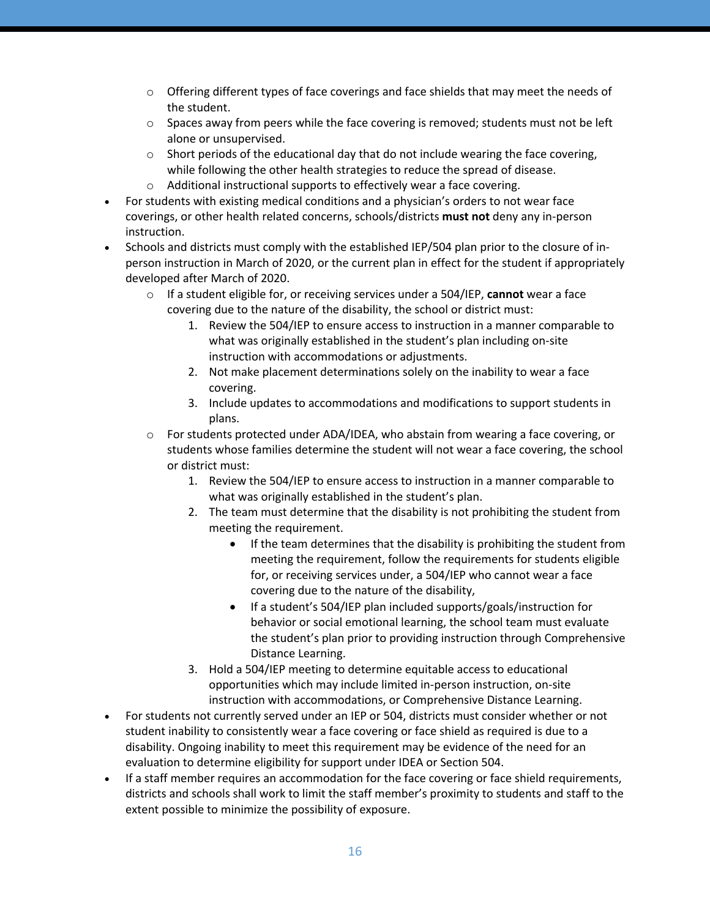- Offering different types of face coverings and face shields that may meet the needs of the student.
  - Spaces away from peers while the face covering is removed; students must not be left alone or unsupervised.
  - Short periods of the educational day that do not include wearing the face covering, while following the other health strategies to reduce the spread of disease.
  - Additional instructional supports to effectively wear a face covering.
- For students with existing medical conditions and a physician's orders to not wear face coverings, or other health related concerns, schools/districts **must not** deny any in-person instruction.
- Schools and districts must comply with the established IEP/504 plan prior to the closure of in-person instruction in March of 2020, or the current plan in effect for the student if appropriately developed after March of 2020.
  - If a student eligible for, or receiving services under a 504/IEP, **cannot** wear a face covering due to the nature of the disability, the school or district must:
    1. Review the 504/IEP to ensure access to instruction in a manner comparable to what was originally established in the student's plan including on-site instruction with accommodations or adjustments.
    2. Not make placement determinations solely on the inability to wear a face covering.
    3. Include updates to accommodations and modifications to support students in plans.
  - For students protected under ADA/IDEA, who abstain from wearing a face covering, or students whose families determine the student will not wear a face covering, the school or district must:
    1. Review the 504/IEP to ensure access to instruction in a manner comparable to what was originally established in the student's plan.
    2. The team must determine that the disability is not prohibiting the student from meeting the requirement.
       - If the team determines that the disability is prohibiting the student from meeting the requirement, follow the requirements for students eligible for, or receiving services under, a 504/IEP who cannot wear a face covering due to the nature of the disability,
       - If a student's 504/IEP plan included supports/goals/instruction for behavior or social emotional learning, the school team must evaluate the student's plan prior to providing instruction through Comprehensive Distance Learning.
    3. Hold a 504/IEP meeting to determine equitable access to educational opportunities which may include limited in-person instruction, on-site instruction with accommodations, or Comprehensive Distance Learning.
- For students not currently served under an IEP or 504, districts must consider whether or not student inability to consistently wear a face covering or face shield as required is due to a disability. Ongoing inability to meet this requirement may be evidence of the need for an evaluation to determine eligibility for support under IDEA or Section 504.
- If a staff member requires an accommodation for the face covering or face shield requirements, districts and schools shall work to limit the staff member's proximity to students and staff to the extent possible to minimize the possibility of exposure.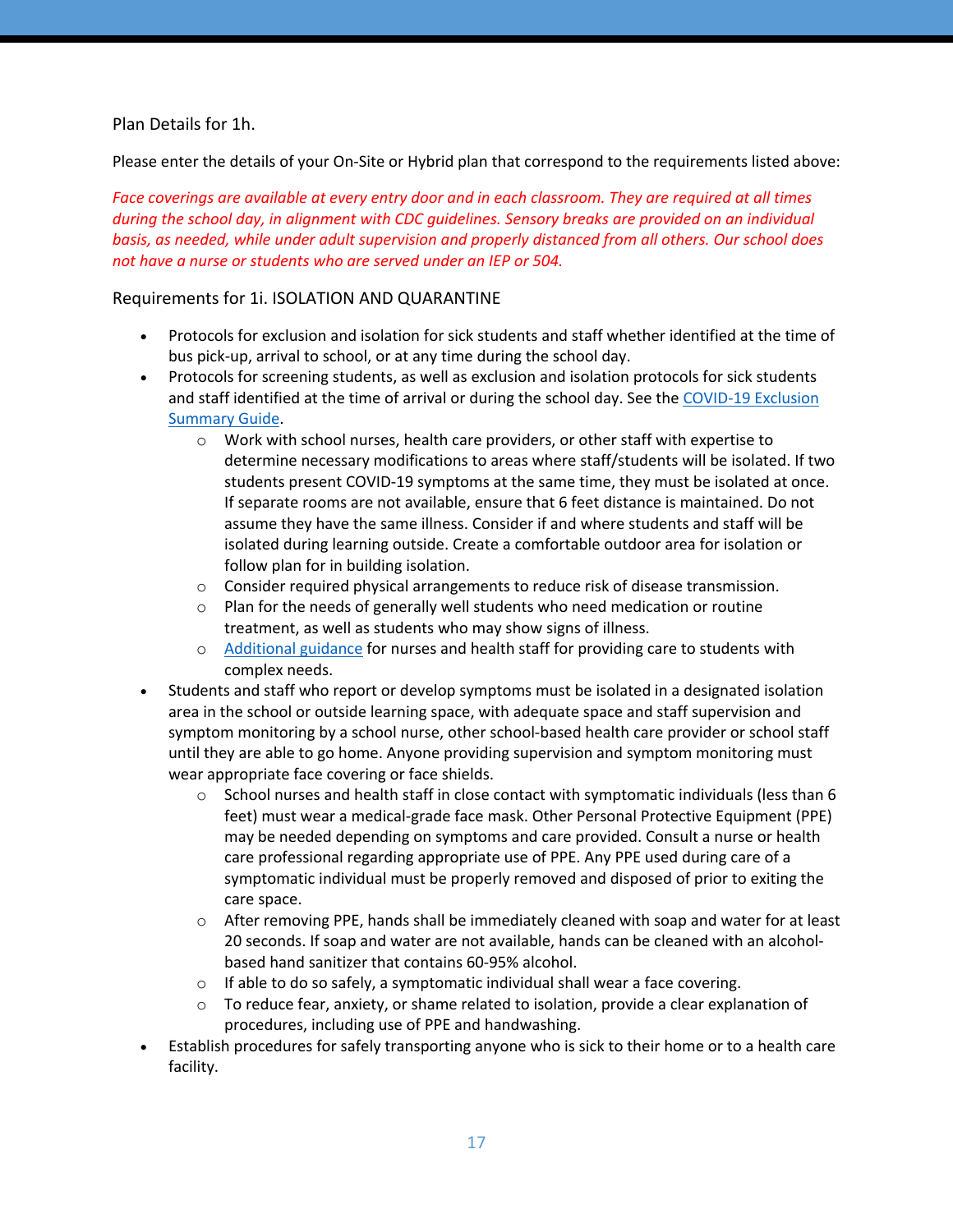Plan Details for 1h.

Please enter the details of your On-Site or Hybrid plan that correspond to the requirements listed above:

*Face coverings are available at every entry door and in each classroom. They are required at all times during the school day, in alignment with CDC guidelines. Sensory breaks are provided on an individual basis, as needed, while under adult supervision and properly distanced from all others. Our school does not have a nurse or students who are served under an IEP or 504.*

Requirements for 1i. ISOLATION AND QUARANTINE

- Protocols for exclusion and isolation for sick students and staff whether identified at the time of bus pick-up, arrival to school, or at any time during the school day.
- Protocols for screening students, as well as exclusion and isolation protocols for sick students and staff identified at the time of arrival or during the school day. See the [COVID-19 Exclusion Summary Guide](#).
    - Work with school nurses, health care providers, or other staff with expertise to determine necessary modifications to areas where staff/students will be isolated. If two students present COVID-19 symptoms at the same time, they must be isolated at once. If separate rooms are not available, ensure that 6 feet distance is maintained. Do not assume they have the same illness. Consider if and where students and staff will be isolated during learning outside. Create a comfortable outdoor area for isolation or follow plan for in building isolation.
    - Consider required physical arrangements to reduce risk of disease transmission.
    - Plan for the needs of generally well students who need medication or routine treatment, as well as students who may show signs of illness.
    - [Additional guidance](#) for nurses and health staff for providing care to students with complex needs.
- Students and staff who report or develop symptoms must be isolated in a designated isolation area in the school or outside learning space, with adequate space and staff supervision and symptom monitoring by a school nurse, other school-based health care provider or school staff until they are able to go home. Anyone providing supervision and symptom monitoring must wear appropriate face covering or face shields.
    - School nurses and health staff in close contact with symptomatic individuals (less than 6 feet) must wear a medical-grade face mask. Other Personal Protective Equipment (PPE) may be needed depending on symptoms and care provided. Consult a nurse or health care professional regarding appropriate use of PPE. Any PPE used during care of a symptomatic individual must be properly removed and disposed of prior to exiting the care space.
    - After removing PPE, hands shall be immediately cleaned with soap and water for at least 20 seconds. If soap and water are not available, hands can be cleaned with an alcohol-based hand sanitizer that contains 60-95% alcohol.
    - If able to do so safely, a symptomatic individual shall wear a face covering.
    - To reduce fear, anxiety, or shame related to isolation, provide a clear explanation of procedures, including use of PPE and handwashing.
- Establish procedures for safely transporting anyone who is sick to their home or to a health care facility.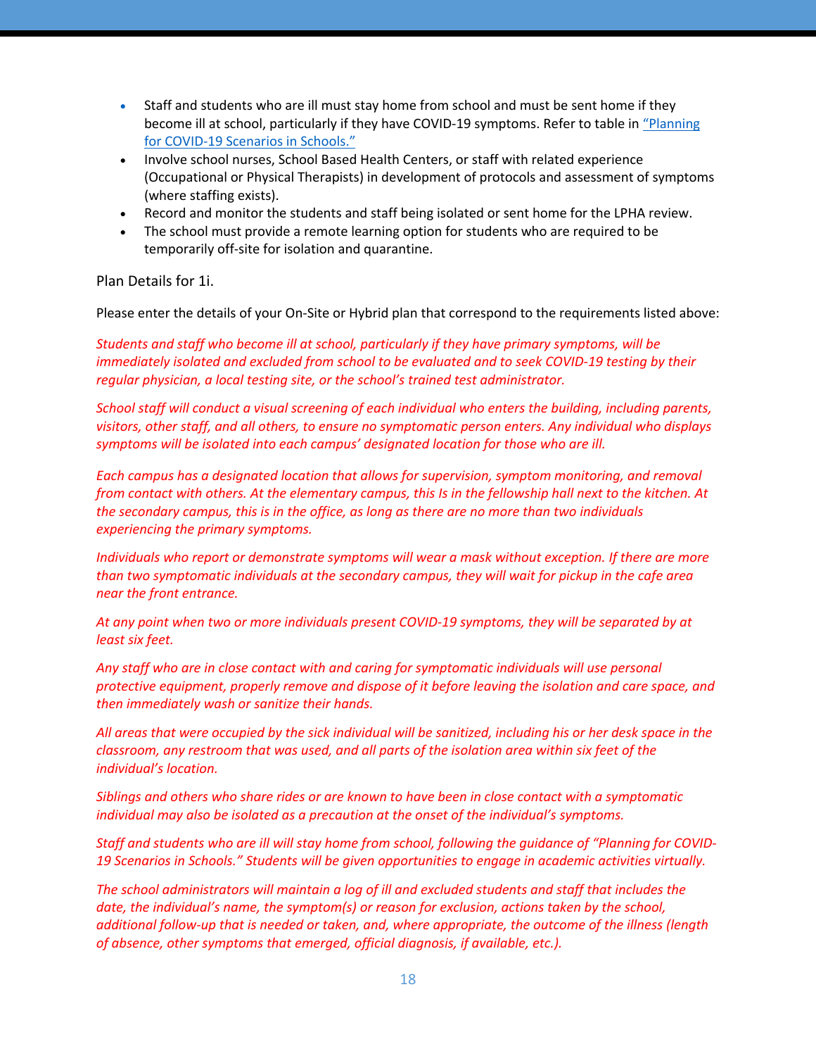- Staff and students who are ill must stay home from school and must be sent home if they become ill at school, particularly if they have COVID-19 symptoms. Refer to table in "Planning for COVID-19 Scenarios in Schools."
- Involve school nurses, School Based Health Centers, or staff with related experience (Occupational or Physical Therapists) in development of protocols and assessment of symptoms (where staffing exists).
- Record and monitor the students and staff being isolated or sent home for the LPHA review.
- The school must provide a remote learning option for students who are required to be temporarily off-site for isolation and quarantine.

Plan Details for 1i.

Please enter the details of your On-Site or Hybrid plan that correspond to the requirements listed above:

*Students and staff who become ill at school, particularly if they have primary symptoms, will be immediately isolated and excluded from school to be evaluated and to seek COVID-19 testing by their regular physician, a local testing site, or the school's trained test administrator.*

*School staff will conduct a visual screening of each individual who enters the building, including parents, visitors, other staff, and all others, to ensure no symptomatic person enters. Any individual who displays symptoms will be isolated into each campus' designated location for those who are ill.*

*Each campus has a designated location that allows for supervision, symptom monitoring, and removal from contact with others. At the elementary campus, this Is in the fellowship hall next to the kitchen. At the secondary campus, this is in the office, as long as there are no more than two individuals experiencing the primary symptoms.*

*Individuals who report or demonstrate symptoms will wear a mask without exception. If there are more than two symptomatic individuals at the secondary campus, they will wait for pickup in the cafe area near the front entrance.*

*At any point when two or more individuals present COVID-19 symptoms, they will be separated by at least six feet.*

*Any staff who are in close contact with and caring for symptomatic individuals will use personal protective equipment, properly remove and dispose of it before leaving the isolation and care space, and then immediately wash or sanitize their hands.*

*All areas that were occupied by the sick individual will be sanitized, including his or her desk space in the classroom, any restroom that was used, and all parts of the isolation area within six feet of the individual's location.*

*Siblings and others who share rides or are known to have been in close contact with a symptomatic individual may also be isolated as a precaution at the onset of the individual's symptoms.*

*Staff and students who are ill will stay home from school, following the guidance of "Planning for COVID-19 Scenarios in Schools." Students will be given opportunities to engage in academic activities virtually.*

*The school administrators will maintain a log of ill and excluded students and staff that includes the date, the individual's name, the symptom(s) or reason for exclusion, actions taken by the school, additional follow-up that is needed or taken, and, where appropriate, the outcome of the illness (length of absence, other symptoms that emerged, official diagnosis, if available, etc.).*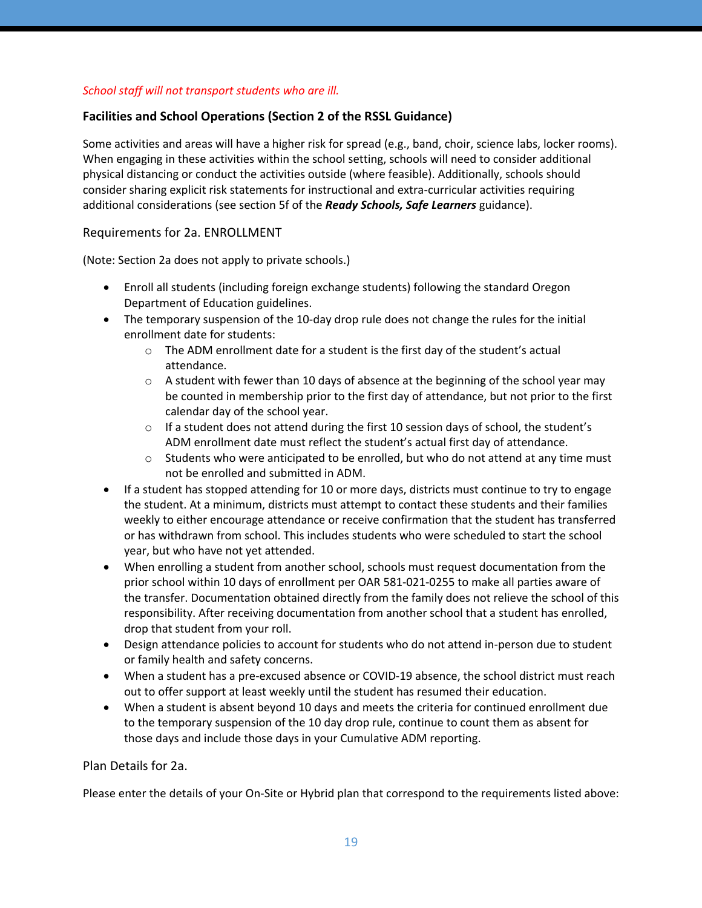*School staff will not transport students who are ill.*

### Facilities and School Operations (Section 2 of the RSSL Guidance)

Some activities and areas will have a higher risk for spread (e.g., band, choir, science labs, locker rooms). When engaging in these activities within the school setting, schools will need to consider additional physical distancing or conduct the activities outside (where feasible). Additionally, schools should consider sharing explicit risk statements for instructional and extra-curricular activities requiring additional considerations (see section 5f of the ***Ready Schools, Safe Learners*** guidance).

#### Requirements for 2a. ENROLLMENT

(Note: Section 2a does not apply to private schools.)

- Enroll all students (including foreign exchange students) following the standard Oregon Department of Education guidelines.
- The temporary suspension of the 10-day drop rule does not change the rules for the initial enrollment date for students:
  - The ADM enrollment date for a student is the first day of the student's actual attendance.
  - A student with fewer than 10 days of absence at the beginning of the school year may be counted in membership prior to the first day of attendance, but not prior to the first calendar day of the school year.
  - If a student does not attend during the first 10 session days of school, the student's ADM enrollment date must reflect the student's actual first day of attendance.
  - Students who were anticipated to be enrolled, but who do not attend at any time must not be enrolled and submitted in ADM.
- If a student has stopped attending for 10 or more days, districts must continue to try to engage the student. At a minimum, districts must attempt to contact these students and their families weekly to either encourage attendance or receive confirmation that the student has transferred or has withdrawn from school. This includes students who were scheduled to start the school year, but who have not yet attended.
- When enrolling a student from another school, schools must request documentation from the prior school within 10 days of enrollment per OAR 581-021-0255 to make all parties aware of the transfer. Documentation obtained directly from the family does not relieve the school of this responsibility. After receiving documentation from another school that a student has enrolled, drop that student from your roll.
- Design attendance policies to account for students who do not attend in-person due to student or family health and safety concerns.
- When a student has a pre-excused absence or COVID-19 absence, the school district must reach out to offer support at least weekly until the student has resumed their education.
- When a student is absent beyond 10 days and meets the criteria for continued enrollment due to the temporary suspension of the 10 day drop rule, continue to count them as absent for those days and include those days in your Cumulative ADM reporting.

#### Plan Details for 2a.

Please enter the details of your On-Site or Hybrid plan that correspond to the requirements listed above: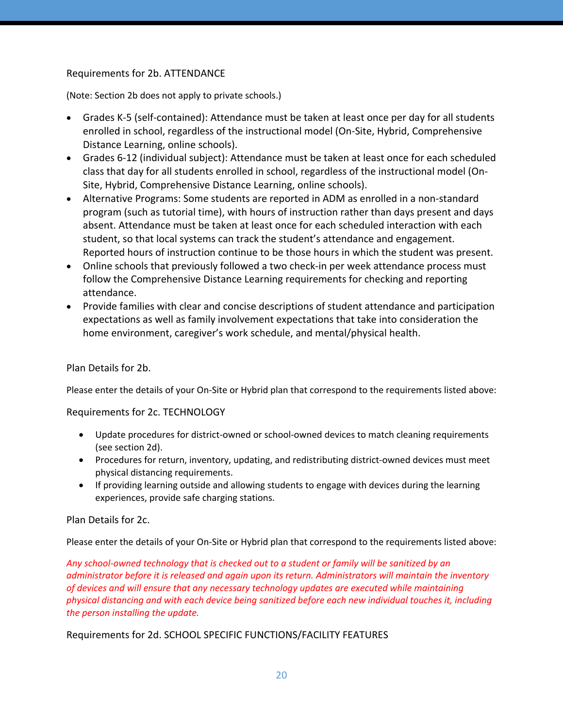Requirements for 2b. ATTENDANCE

(Note: Section 2b does not apply to private schools.)

- Grades K-5 (self-contained): Attendance must be taken at least once per day for all students enrolled in school, regardless of the instructional model (On-Site, Hybrid, Comprehensive Distance Learning, online schools).
- Grades 6-12 (individual subject): Attendance must be taken at least once for each scheduled class that day for all students enrolled in school, regardless of the instructional model (On-Site, Hybrid, Comprehensive Distance Learning, online schools).
- Alternative Programs: Some students are reported in ADM as enrolled in a non-standard program (such as tutorial time), with hours of instruction rather than days present and days absent. Attendance must be taken at least once for each scheduled interaction with each student, so that local systems can track the student's attendance and engagement. Reported hours of instruction continue to be those hours in which the student was present.
- Online schools that previously followed a two check-in per week attendance process must follow the Comprehensive Distance Learning requirements for checking and reporting attendance.
- Provide families with clear and concise descriptions of student attendance and participation expectations as well as family involvement expectations that take into consideration the home environment, caregiver's work schedule, and mental/physical health.

Plan Details for 2b.

Please enter the details of your On-Site or Hybrid plan that correspond to the requirements listed above:

Requirements for 2c. TECHNOLOGY

- Update procedures for district-owned or school-owned devices to match cleaning requirements (see section 2d).
- Procedures for return, inventory, updating, and redistributing district-owned devices must meet physical distancing requirements.
- If providing learning outside and allowing students to engage with devices during the learning experiences, provide safe charging stations.

Plan Details for 2c.

Please enter the details of your On-Site or Hybrid plan that correspond to the requirements listed above:

*Any school-owned technology that is checked out to a student or family will be sanitized by an administrator before it is released and again upon its return. Administrators will maintain the inventory of devices and will ensure that any necessary technology updates are executed while maintaining physical distancing and with each device being sanitized before each new individual touches it, including the person installing the update.*

Requirements for 2d. SCHOOL SPECIFIC FUNCTIONS/FACILITY FEATURES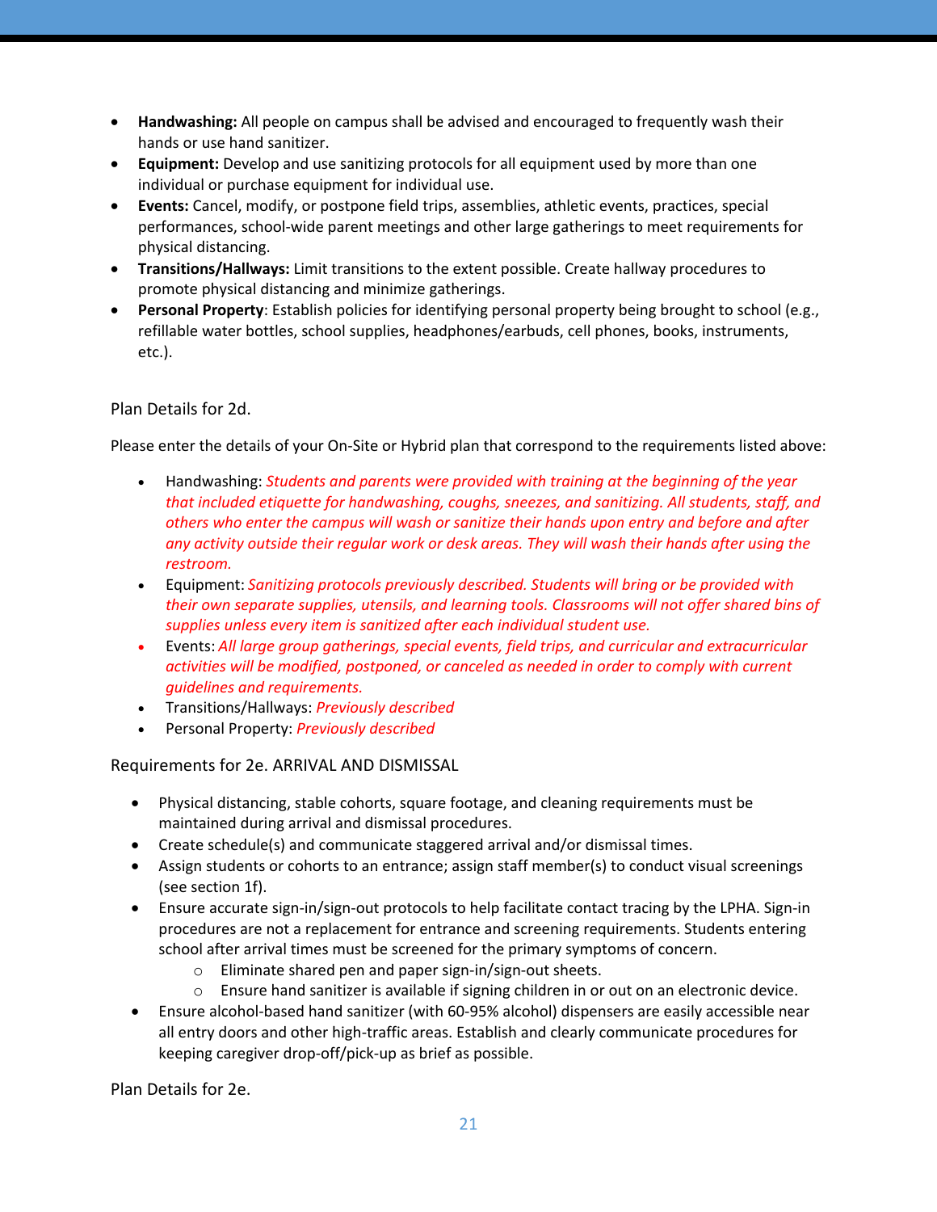- **Handwashing:** All people on campus shall be advised and encouraged to frequently wash their hands or use hand sanitizer.
- **Equipment:** Develop and use sanitizing protocols for all equipment used by more than one individual or purchase equipment for individual use.
- **Events:** Cancel, modify, or postpone field trips, assemblies, athletic events, practices, special performances, school-wide parent meetings and other large gatherings to meet requirements for physical distancing.
- **Transitions/Hallways:** Limit transitions to the extent possible. Create hallway procedures to promote physical distancing and minimize gatherings.
- **Personal Property**: Establish policies for identifying personal property being brought to school (e.g., refillable water bottles, school supplies, headphones/earbuds, cell phones, books, instruments, etc.).

Plan Details for 2d.

Please enter the details of your On-Site or Hybrid plan that correspond to the requirements listed above:

- Handwashing: *Students and parents were provided with training at the beginning of the year that included etiquette for handwashing, coughs, sneezes, and sanitizing. All students, staff, and others who enter the campus will wash or sanitize their hands upon entry and before and after any activity outside their regular work or desk areas. They will wash their hands after using the restroom.*
- Equipment: *Sanitizing protocols previously described. Students will bring or be provided with their own separate supplies, utensils, and learning tools. Classrooms will not offer shared bins of supplies unless every item is sanitized after each individual student use.*
- Events: *All large group gatherings, special events, field trips, and curricular and extracurricular activities will be modified, postponed, or canceled as needed in order to comply with current guidelines and requirements.*
- Transitions/Hallways: *Previously described*
- Personal Property: *Previously described*

Requirements for 2e. ARRIVAL AND DISMISSAL

- Physical distancing, stable cohorts, square footage, and cleaning requirements must be maintained during arrival and dismissal procedures.
- Create schedule(s) and communicate staggered arrival and/or dismissal times.
- Assign students or cohorts to an entrance; assign staff member(s) to conduct visual screenings (see section 1f).
- Ensure accurate sign-in/sign-out protocols to help facilitate contact tracing by the LPHA. Sign-in procedures are not a replacement for entrance and screening requirements. Students entering school after arrival times must be screened for the primary symptoms of concern.
  - Eliminate shared pen and paper sign-in/sign-out sheets.
  - Ensure hand sanitizer is available if signing children in or out on an electronic device.
- Ensure alcohol-based hand sanitizer (with 60-95% alcohol) dispensers are easily accessible near all entry doors and other high-traffic areas. Establish and clearly communicate procedures for keeping caregiver drop-off/pick-up as brief as possible.

Plan Details for 2e.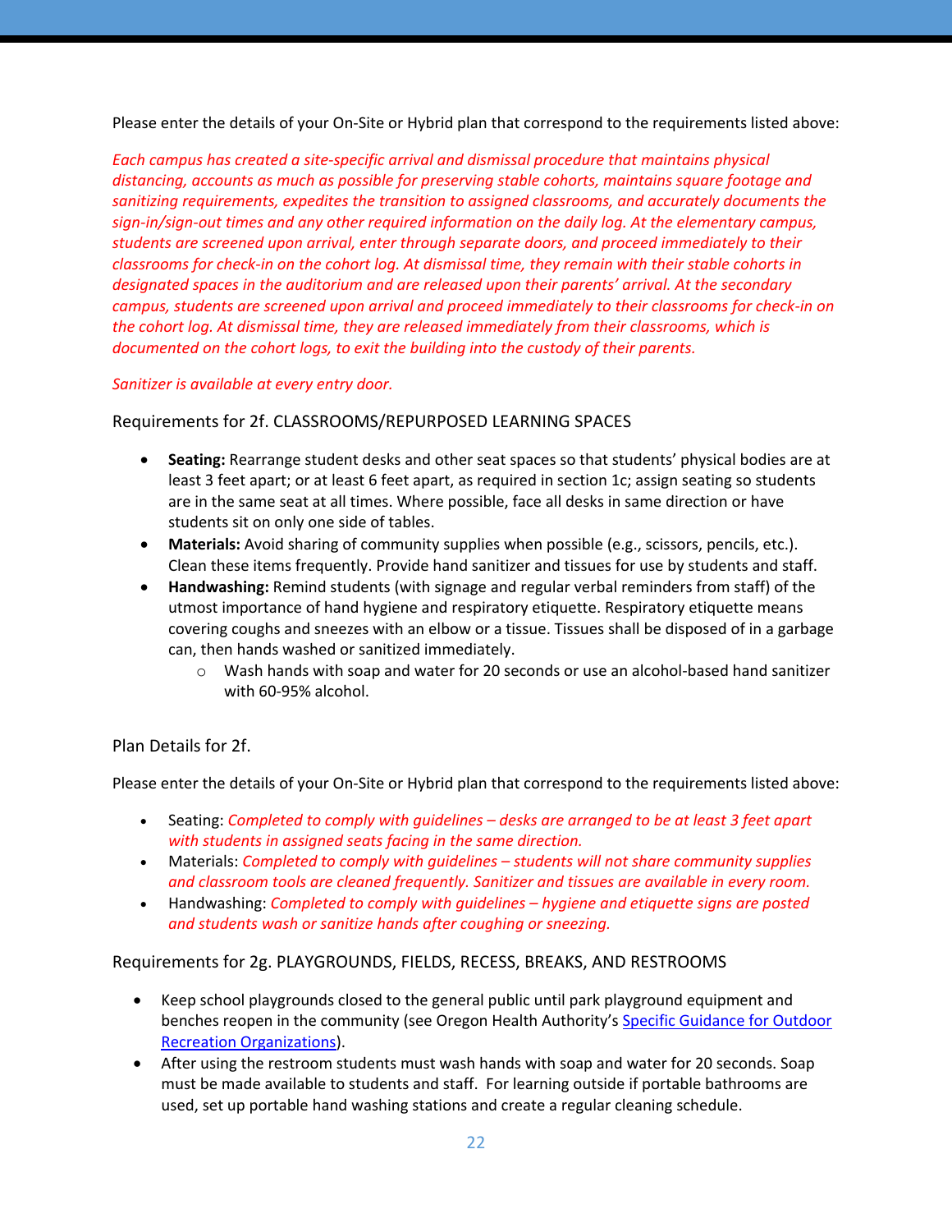Please enter the details of your On-Site or Hybrid plan that correspond to the requirements listed above:

*Each campus has created a site-specific arrival and dismissal procedure that maintains physical distancing, accounts as much as possible for preserving stable cohorts, maintains square footage and sanitizing requirements, expedites the transition to assigned classrooms, and accurately documents the sign-in/sign-out times and any other required information on the daily log. At the elementary campus, students are screened upon arrival, enter through separate doors, and proceed immediately to their classrooms for check-in on the cohort log. At dismissal time, they remain with their stable cohorts in designated spaces in the auditorium and are released upon their parents' arrival. At the secondary campus, students are screened upon arrival and proceed immediately to their classrooms for check-in on the cohort log. At dismissal time, they are released immediately from their classrooms, which is documented on the cohort logs, to exit the building into the custody of their parents.*

*Sanitizer is available at every entry door.*

### Requirements for 2f. CLASSROOMS/REPURPOSED LEARNING SPACES

- **Seating:** Rearrange student desks and other seat spaces so that students' physical bodies are at least 3 feet apart; or at least 6 feet apart, as required in section 1c; assign seating so students are in the same seat at all times. Where possible, face all desks in same direction or have students sit on only one side of tables.
- **Materials:** Avoid sharing of community supplies when possible (e.g., scissors, pencils, etc.). Clean these items frequently. Provide hand sanitizer and tissues for use by students and staff.
- **Handwashing:** Remind students (with signage and regular verbal reminders from staff) of the utmost importance of hand hygiene and respiratory etiquette. Respiratory etiquette means covering coughs and sneezes with an elbow or a tissue. Tissues shall be disposed of in a garbage can, then hands washed or sanitized immediately.
  - Wash hands with soap and water for 20 seconds or use an alcohol-based hand sanitizer with 60-95% alcohol.

### Plan Details for 2f.

Please enter the details of your On-Site or Hybrid plan that correspond to the requirements listed above:

- Seating: *Completed to comply with guidelines – desks are arranged to be at least 3 feet apart with students in assigned seats facing in the same direction.*
- Materials: *Completed to comply with guidelines – students will not share community supplies and classroom tools are cleaned frequently. Sanitizer and tissues are available in every room.*
- Handwashing: *Completed to comply with guidelines – hygiene and etiquette signs are posted and students wash or sanitize hands after coughing or sneezing.*

### Requirements for 2g. PLAYGROUNDS, FIELDS, RECESS, BREAKS, AND RESTROOMS

- Keep school playgrounds closed to the general public until park playground equipment and benches reopen in the community (see Oregon Health Authority's Specific Guidance for Outdoor Recreation Organizations).
- After using the restroom students must wash hands with soap and water for 20 seconds. Soap must be made available to students and staff. For learning outside if portable bathrooms are used, set up portable hand washing stations and create a regular cleaning schedule.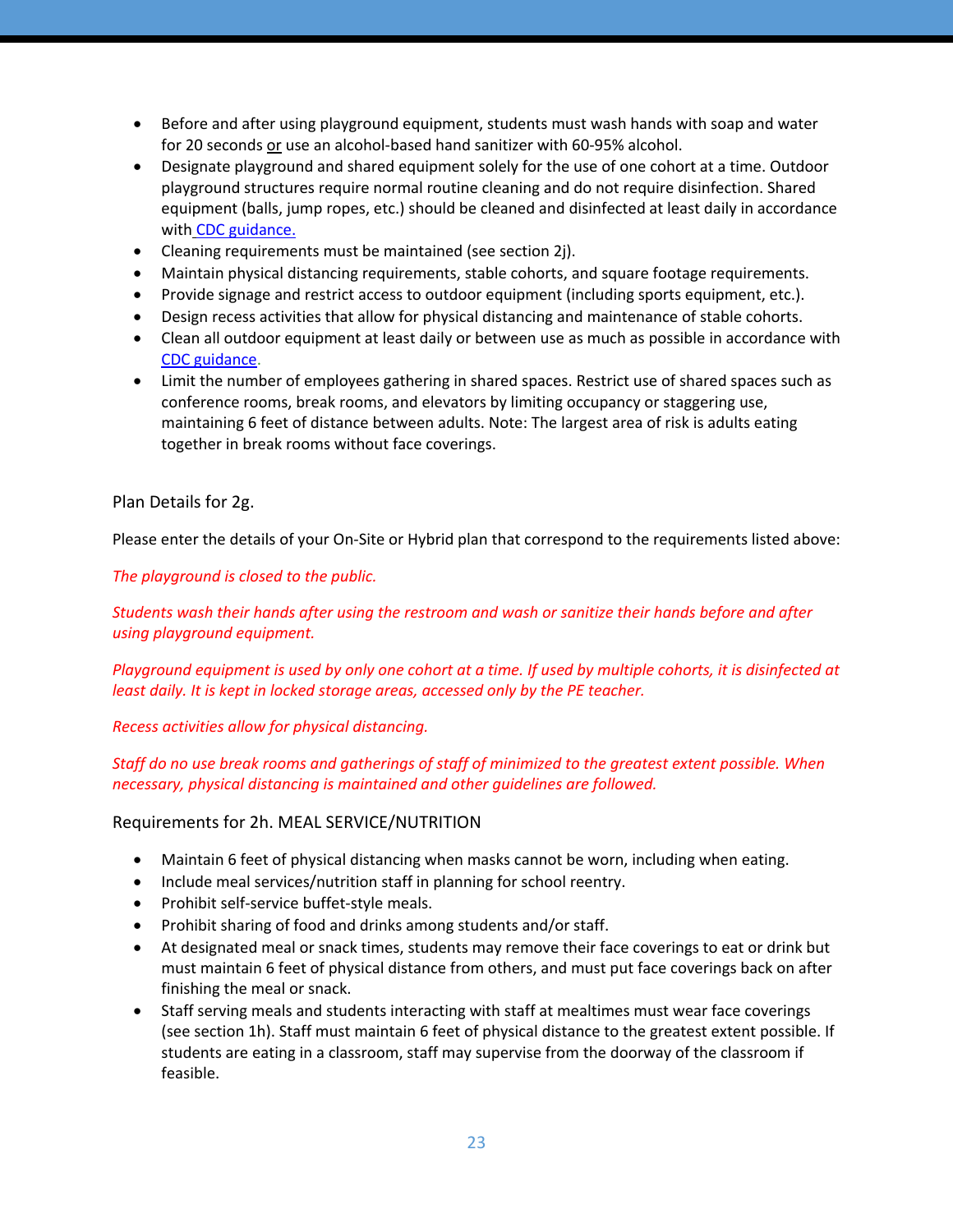- Before and after using playground equipment, students must wash hands with soap and water for 20 seconds <u>or</u> use an alcohol-based hand sanitizer with 60-95% alcohol.
- Designate playground and shared equipment solely for the use of one cohort at a time. Outdoor playground structures require normal routine cleaning and do not require disinfection. Shared equipment (balls, jump ropes, etc.) should be cleaned and disinfected at least daily in accordance with [CDC guidance.](#)
- Cleaning requirements must be maintained (see section 2j).
- Maintain physical distancing requirements, stable cohorts, and square footage requirements.
- Provide signage and restrict access to outdoor equipment (including sports equipment, etc.).
- Design recess activities that allow for physical distancing and maintenance of stable cohorts.
- Clean all outdoor equipment at least daily or between use as much as possible in accordance with [CDC guidance](#).
- Limit the number of employees gathering in shared spaces. Restrict use of shared spaces such as conference rooms, break rooms, and elevators by limiting occupancy or staggering use, maintaining 6 feet of distance between adults. Note: The largest area of risk is adults eating together in break rooms without face coverings.

Plan Details for 2g.

Please enter the details of your On-Site or Hybrid plan that correspond to the requirements listed above:

*The playground is closed to the public.*

*Students wash their hands after using the restroom and wash or sanitize their hands before and after using playground equipment.*

*Playground equipment is used by only one cohort at a time. If used by multiple cohorts, it is disinfected at least daily. It is kept in locked storage areas, accessed only by the PE teacher.*

*Recess activities allow for physical distancing.*

*Staff do no use break rooms and gatherings of staff of minimized to the greatest extent possible. When necessary, physical distancing is maintained and other guidelines are followed.*

## Requirements for 2h. MEAL SERVICE/NUTRITION

- Maintain 6 feet of physical distancing when masks cannot be worn, including when eating.
- Include meal services/nutrition staff in planning for school reentry.
- Prohibit self-service buffet-style meals.
- Prohibit sharing of food and drinks among students and/or staff.
- At designated meal or snack times, students may remove their face coverings to eat or drink but must maintain 6 feet of physical distance from others, and must put face coverings back on after finishing the meal or snack.
- Staff serving meals and students interacting with staff at mealtimes must wear face coverings (see section 1h). Staff must maintain 6 feet of physical distance to the greatest extent possible. If students are eating in a classroom, staff may supervise from the doorway of the classroom if feasible.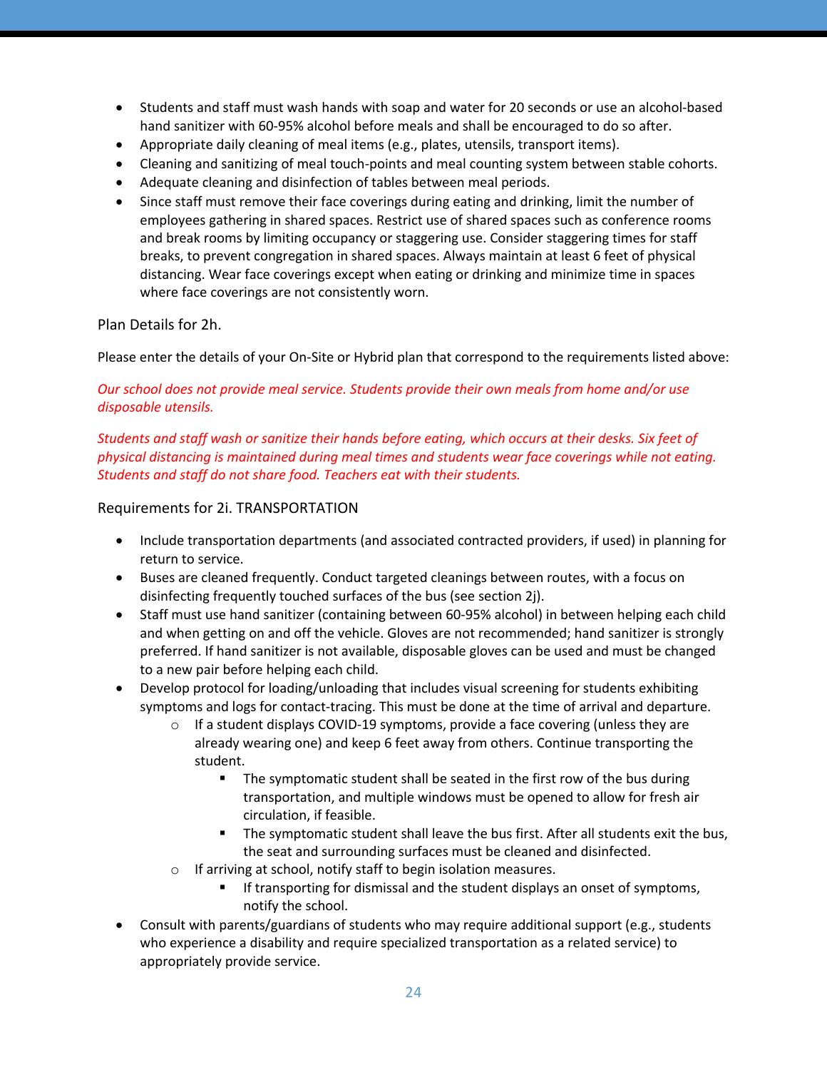- Students and staff must wash hands with soap and water for 20 seconds or use an alcohol-based hand sanitizer with 60-95% alcohol before meals and shall be encouraged to do so after.
- Appropriate daily cleaning of meal items (e.g., plates, utensils, transport items).
- Cleaning and sanitizing of meal touch-points and meal counting system between stable cohorts.
- Adequate cleaning and disinfection of tables between meal periods.
- Since staff must remove their face coverings during eating and drinking, limit the number of employees gathering in shared spaces. Restrict use of shared spaces such as conference rooms and break rooms by limiting occupancy or staggering use. Consider staggering times for staff breaks, to prevent congregation in shared spaces. Always maintain at least 6 feet of physical distancing. Wear face coverings except when eating or drinking and minimize time in spaces where face coverings are not consistently worn.

Plan Details for 2h.

Please enter the details of your On-Site or Hybrid plan that correspond to the requirements listed above:

*Our school does not provide meal service. Students provide their own meals from home and/or use disposable utensils.*

*Students and staff wash or sanitize their hands before eating, which occurs at their desks. Six feet of physical distancing is maintained during meal times and students wear face coverings while not eating. Students and staff do not share food. Teachers eat with their students.*

Requirements for 2i. TRANSPORTATION

- Include transportation departments (and associated contracted providers, if used) in planning for return to service.
- Buses are cleaned frequently. Conduct targeted cleanings between routes, with a focus on disinfecting frequently touched surfaces of the bus (see section 2j).
- Staff must use hand sanitizer (containing between 60-95% alcohol) in between helping each child and when getting on and off the vehicle. Gloves are not recommended; hand sanitizer is strongly preferred. If hand sanitizer is not available, disposable gloves can be used and must be changed to a new pair before helping each child.
- Develop protocol for loading/unloading that includes visual screening for students exhibiting symptoms and logs for contact-tracing. This must be done at the time of arrival and departure.
  - If a student displays COVID-19 symptoms, provide a face covering (unless they are already wearing one) and keep 6 feet away from others. Continue transporting the student.
    - The symptomatic student shall be seated in the first row of the bus during transportation, and multiple windows must be opened to allow for fresh air circulation, if feasible.
    - The symptomatic student shall leave the bus first. After all students exit the bus, the seat and surrounding surfaces must be cleaned and disinfected.
  - If arriving at school, notify staff to begin isolation measures.
    - If transporting for dismissal and the student displays an onset of symptoms, notify the school.
- Consult with parents/guardians of students who may require additional support (e.g., students who experience a disability and require specialized transportation as a related service) to appropriately provide service.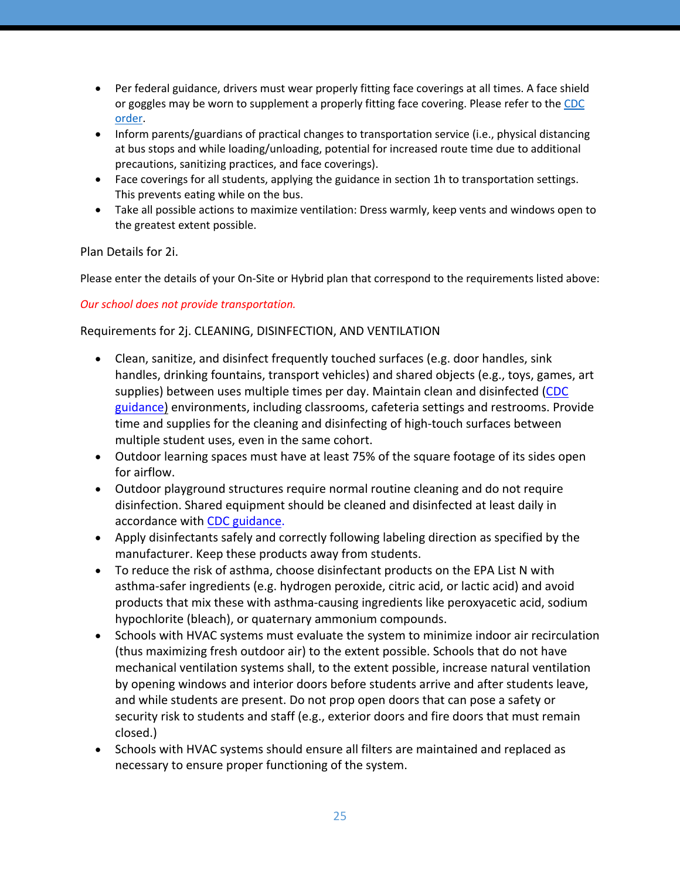- Per federal guidance, drivers must wear properly fitting face coverings at all times. A face shield or goggles may be worn to supplement a properly fitting face covering. Please refer to the CDC order.
- Inform parents/guardians of practical changes to transportation service (i.e., physical distancing at bus stops and while loading/unloading, potential for increased route time due to additional precautions, sanitizing practices, and face coverings).
- Face coverings for all students, applying the guidance in section 1h to transportation settings. This prevents eating while on the bus.
- Take all possible actions to maximize ventilation: Dress warmly, keep vents and windows open to the greatest extent possible.

Plan Details for 2i.

Please enter the details of your On-Site or Hybrid plan that correspond to the requirements listed above:

*Our school does not provide transportation.*

Requirements for 2j. CLEANING, DISINFECTION, AND VENTILATION

- Clean, sanitize, and disinfect frequently touched surfaces (e.g. door handles, sink handles, drinking fountains, transport vehicles) and shared objects (e.g., toys, games, art supplies) between uses multiple times per day. Maintain clean and disinfected (CDC guidance) environments, including classrooms, cafeteria settings and restrooms. Provide time and supplies for the cleaning and disinfecting of high-touch surfaces between multiple student uses, even in the same cohort.
- Outdoor learning spaces must have at least 75% of the square footage of its sides open for airflow.
- Outdoor playground structures require normal routine cleaning and do not require disinfection. Shared equipment should be cleaned and disinfected at least daily in accordance with CDC guidance.
- Apply disinfectants safely and correctly following labeling direction as specified by the manufacturer. Keep these products away from students.
- To reduce the risk of asthma, choose disinfectant products on the EPA List N with asthma-safer ingredients (e.g. hydrogen peroxide, citric acid, or lactic acid) and avoid products that mix these with asthma-causing ingredients like peroxyacetic acid, sodium hypochlorite (bleach), or quaternary ammonium compounds.
- Schools with HVAC systems must evaluate the system to minimize indoor air recirculation (thus maximizing fresh outdoor air) to the extent possible. Schools that do not have mechanical ventilation systems shall, to the extent possible, increase natural ventilation by opening windows and interior doors before students arrive and after students leave, and while students are present. Do not prop open doors that can pose a safety or security risk to students and staff (e.g., exterior doors and fire doors that must remain closed.)
- Schools with HVAC systems should ensure all filters are maintained and replaced as necessary to ensure proper functioning of the system.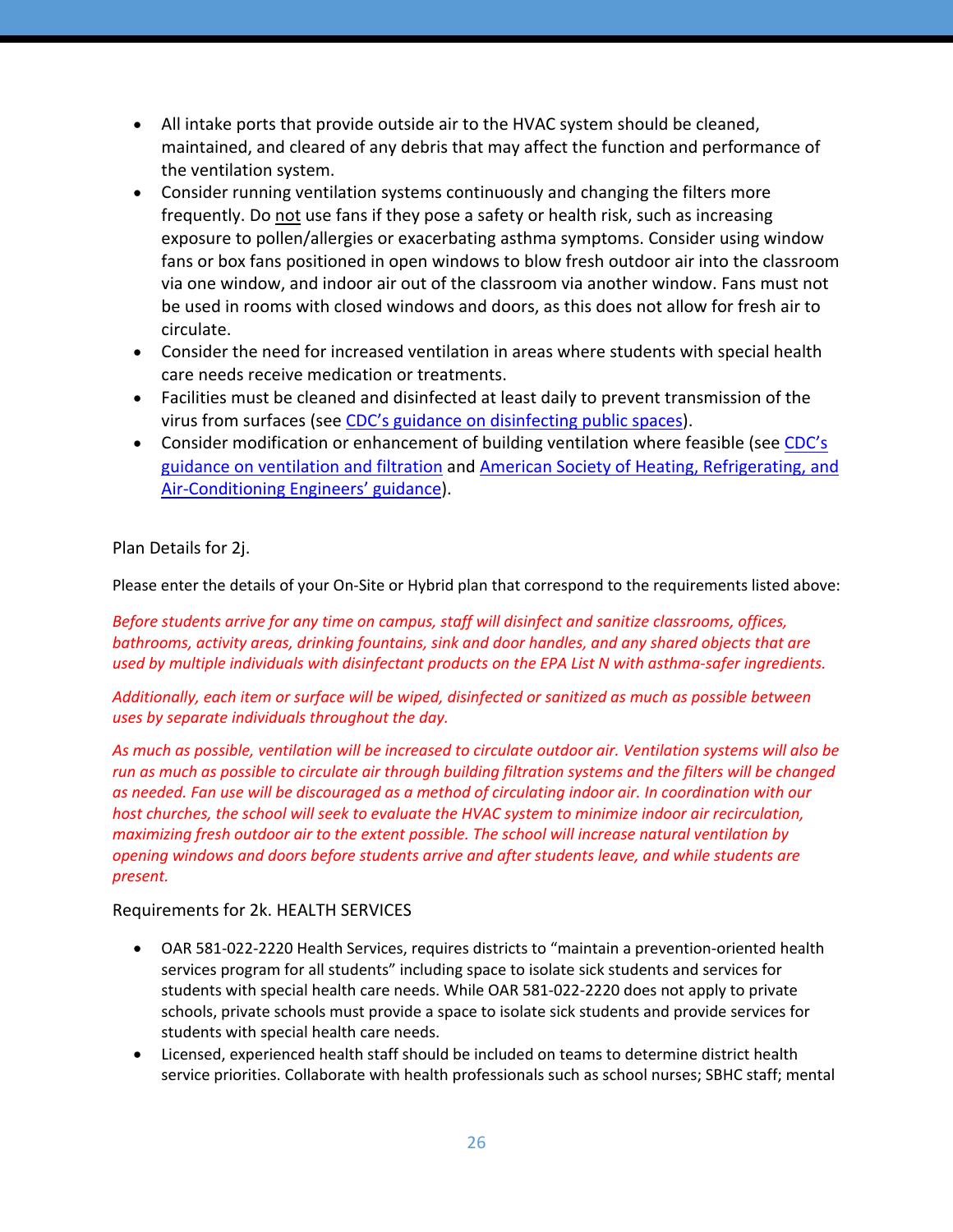- All intake ports that provide outside air to the HVAC system should be cleaned, maintained, and cleared of any debris that may affect the function and performance of the ventilation system.
- Consider running ventilation systems continuously and changing the filters more frequently. Do not use fans if they pose a safety or health risk, such as increasing exposure to pollen/allergies or exacerbating asthma symptoms. Consider using window fans or box fans positioned in open windows to blow fresh outdoor air into the classroom via one window, and indoor air out of the classroom via another window. Fans must not be used in rooms with closed windows and doors, as this does not allow for fresh air to circulate.
- Consider the need for increased ventilation in areas where students with special health care needs receive medication or treatments.
- Facilities must be cleaned and disinfected at least daily to prevent transmission of the virus from surfaces (see CDC's guidance on disinfecting public spaces).
- Consider modification or enhancement of building ventilation where feasible (see CDC's guidance on ventilation and filtration and American Society of Heating, Refrigerating, and Air-Conditioning Engineers' guidance).

Plan Details for 2j.

Please enter the details of your On-Site or Hybrid plan that correspond to the requirements listed above:

*Before students arrive for any time on campus, staff will disinfect and sanitize classrooms, offices, bathrooms, activity areas, drinking fountains, sink and door handles, and any shared objects that are used by multiple individuals with disinfectant products on the EPA List N with asthma-safer ingredients.*

*Additionally, each item or surface will be wiped, disinfected or sanitized as much as possible between uses by separate individuals throughout the day.*

*As much as possible, ventilation will be increased to circulate outdoor air. Ventilation systems will also be run as much as possible to circulate air through building filtration systems and the filters will be changed as needed. Fan use will be discouraged as a method of circulating indoor air. In coordination with our host churches, the school will seek to evaluate the HVAC system to minimize indoor air recirculation, maximizing fresh outdoor air to the extent possible. The school will increase natural ventilation by opening windows and doors before students arrive and after students leave, and while students are present.*

Requirements for 2k. HEALTH SERVICES

- OAR 581-022-2220 Health Services, requires districts to "maintain a prevention-oriented health services program for all students" including space to isolate sick students and services for students with special health care needs. While OAR 581-022-2220 does not apply to private schools, private schools must provide a space to isolate sick students and provide services for students with special health care needs.
- Licensed, experienced health staff should be included on teams to determine district health service priorities. Collaborate with health professionals such as school nurses; SBHC staff; mental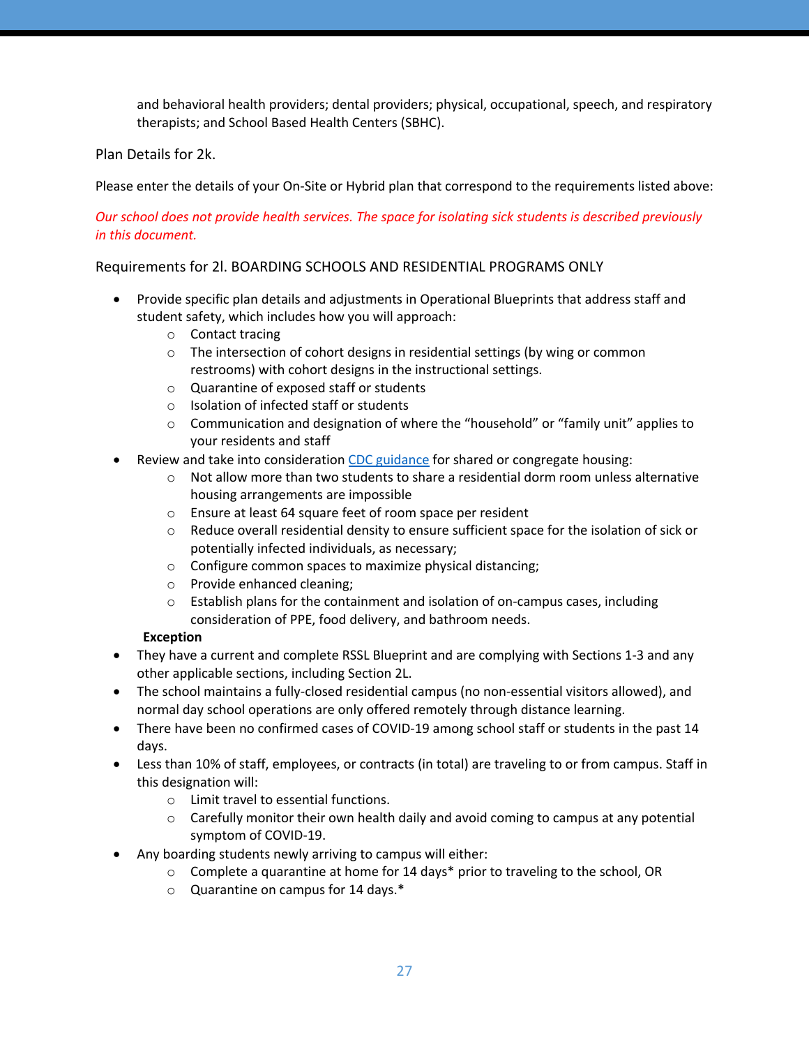and behavioral health providers; dental providers; physical, occupational, speech, and respiratory therapists; and School Based Health Centers (SBHC).

Plan Details for 2k.

Please enter the details of your On-Site or Hybrid plan that correspond to the requirements listed above:

*Our school does not provide health services. The space for isolating sick students is described previously in this document.*

Requirements for 2l. BOARDING SCHOOLS AND RESIDENTIAL PROGRAMS ONLY

- Provide specific plan details and adjustments in Operational Blueprints that address staff and student safety, which includes how you will approach:
  - Contact tracing
  - The intersection of cohort designs in residential settings (by wing or common restrooms) with cohort designs in the instructional settings.
  - Quarantine of exposed staff or students
  - Isolation of infected staff or students
  - Communication and designation of where the "household" or "family unit" applies to your residents and staff
- Review and take into consideration [CDC guidance](#) for shared or congregate housing:
  - Not allow more than two students to share a residential dorm room unless alternative housing arrangements are impossible
  - Ensure at least 64 square feet of room space per resident
  - Reduce overall residential density to ensure sufficient space for the isolation of sick or potentially infected individuals, as necessary;
  - Configure common spaces to maximize physical distancing;
  - Provide enhanced cleaning;
  - Establish plans for the containment and isolation of on-campus cases, including consideration of PPE, food delivery, and bathroom needs.

**Exception**

- They have a current and complete RSSL Blueprint and are complying with Sections 1-3 and any other applicable sections, including Section 2L.
- The school maintains a fully-closed residential campus (no non-essential visitors allowed), and normal day school operations are only offered remotely through distance learning.
- There have been no confirmed cases of COVID-19 among school staff or students in the past 14 days.
- Less than 10% of staff, employees, or contracts (in total) are traveling to or from campus. Staff in this designation will:
  - Limit travel to essential functions.
  - Carefully monitor their own health daily and avoid coming to campus at any potential symptom of COVID-19.
- Any boarding students newly arriving to campus will either:
  - Complete a quarantine at home for 14 days* prior to traveling to the school, OR
  - Quarantine on campus for 14 days.*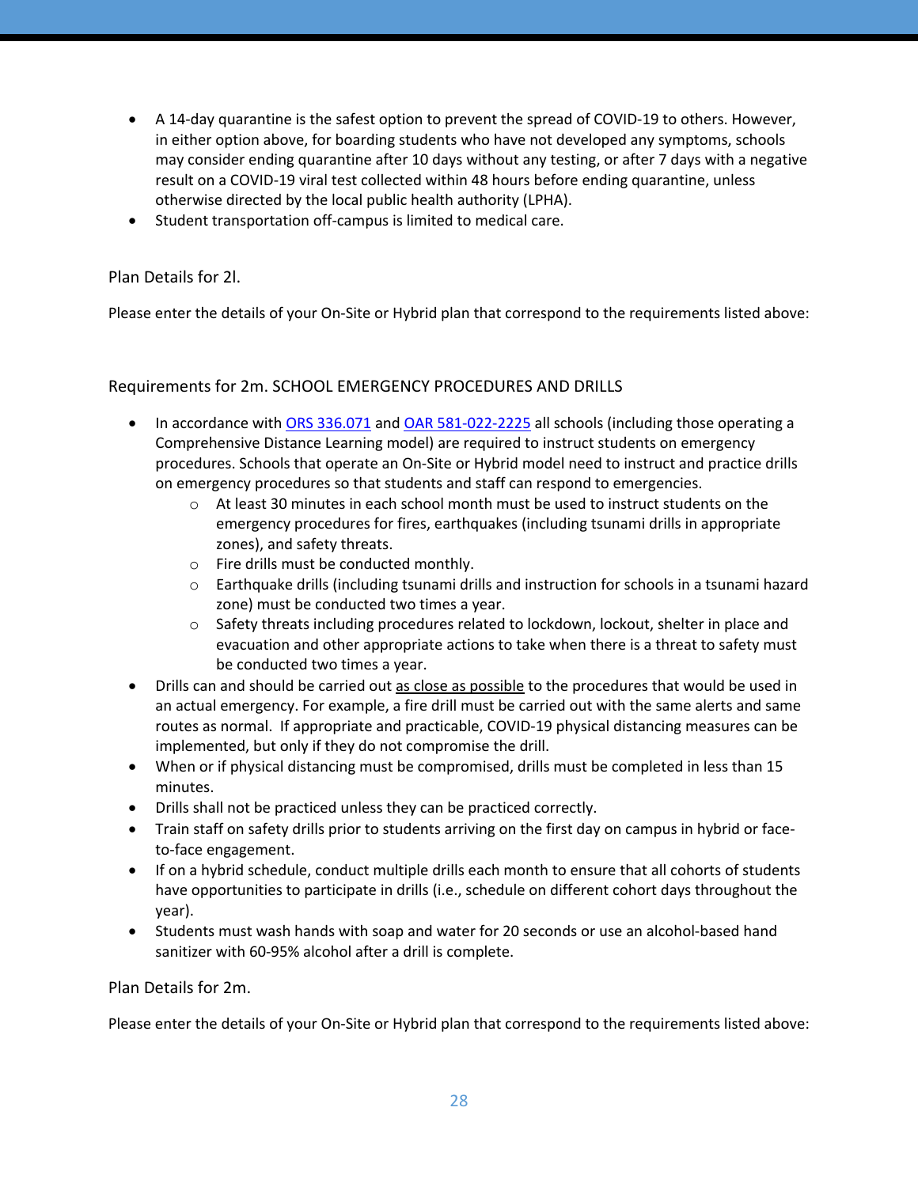- A 14-day quarantine is the safest option to prevent the spread of COVID-19 to others. However, in either option above, for boarding students who have not developed any symptoms, schools may consider ending quarantine after 10 days without any testing, or after 7 days with a negative result on a COVID-19 viral test collected within 48 hours before ending quarantine, unless otherwise directed by the local public health authority (LPHA).
- Student transportation off-campus is limited to medical care.

Plan Details for 2l.

Please enter the details of your On-Site or Hybrid plan that correspond to the requirements listed above:

## Requirements for 2m. SCHOOL EMERGENCY PROCEDURES AND DRILLS

- In accordance with [ORS 336.071](ORS 336.071) and [OAR 581-022-2225](OAR 581-022-2225) all schools (including those operating a Comprehensive Distance Learning model) are required to instruct students on emergency procedures. Schools that operate an On-Site or Hybrid model need to instruct and practice drills on emergency procedures so that students and staff can respond to emergencies.
  - At least 30 minutes in each school month must be used to instruct students on the emergency procedures for fires, earthquakes (including tsunami drills in appropriate zones), and safety threats.
  - Fire drills must be conducted monthly.
  - Earthquake drills (including tsunami drills and instruction for schools in a tsunami hazard zone) must be conducted two times a year.
  - Safety threats including procedures related to lockdown, lockout, shelter in place and evacuation and other appropriate actions to take when there is a threat to safety must be conducted two times a year.
- Drills can and should be carried out <u>as close as possible</u> to the procedures that would be used in an actual emergency. For example, a fire drill must be carried out with the same alerts and same routes as normal. If appropriate and practicable, COVID-19 physical distancing measures can be implemented, but only if they do not compromise the drill.
- When or if physical distancing must be compromised, drills must be completed in less than 15 minutes.
- Drills shall not be practiced unless they can be practiced correctly.
- Train staff on safety drills prior to students arriving on the first day on campus in hybrid or face-to-face engagement.
- If on a hybrid schedule, conduct multiple drills each month to ensure that all cohorts of students have opportunities to participate in drills (i.e., schedule on different cohort days throughout the year).
- Students must wash hands with soap and water for 20 seconds or use an alcohol-based hand sanitizer with 60-95% alcohol after a drill is complete.

Plan Details for 2m.

Please enter the details of your On-Site or Hybrid plan that correspond to the requirements listed above: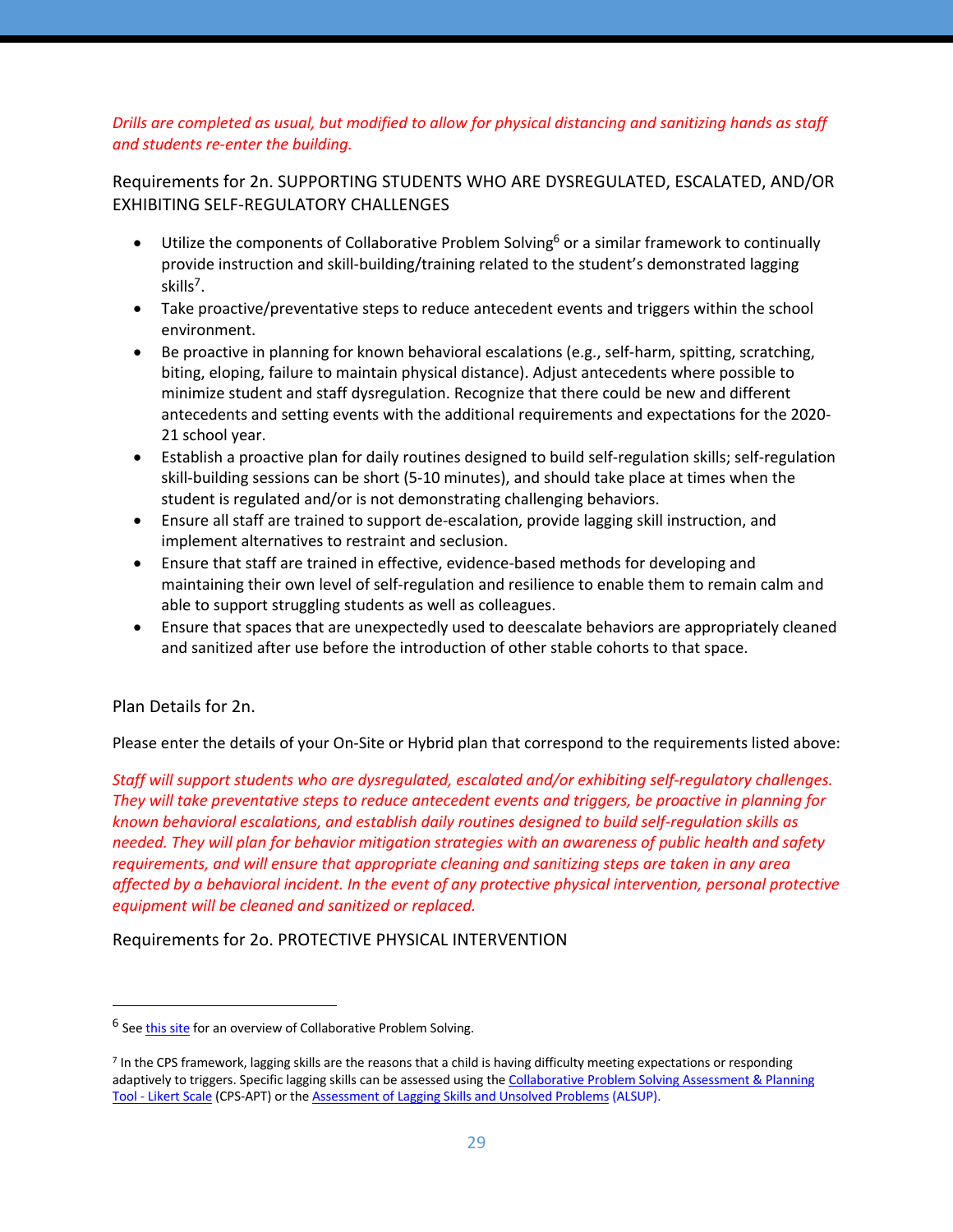*Drills are completed as usual, but modified to allow for physical distancing and sanitizing hands as staff and students re-enter the building.*

Requirements for 2n. SUPPORTING STUDENTS WHO ARE DYSREGULATED, ESCALATED, AND/OR EXHIBITING SELF-REGULATORY CHALLENGES

- Utilize the components of Collaborative Problem Solving[6] or a similar framework to continually provide instruction and skill-building/training related to the student's demonstrated lagging skills[7].
- Take proactive/preventative steps to reduce antecedent events and triggers within the school environment.
- Be proactive in planning for known behavioral escalations (e.g., self-harm, spitting, scratching, biting, eloping, failure to maintain physical distance). Adjust antecedents where possible to minimize student and staff dysregulation. Recognize that there could be new and different antecedents and setting events with the additional requirements and expectations for the 2020-21 school year.
- Establish a proactive plan for daily routines designed to build self-regulation skills; self-regulation skill-building sessions can be short (5-10 minutes), and should take place at times when the student is regulated and/or is not demonstrating challenging behaviors.
- Ensure all staff are trained to support de-escalation, provide lagging skill instruction, and implement alternatives to restraint and seclusion.
- Ensure that staff are trained in effective, evidence-based methods for developing and maintaining their own level of self-regulation and resilience to enable them to remain calm and able to support struggling students as well as colleagues.
- Ensure that spaces that are unexpectedly used to deescalate behaviors are appropriately cleaned and sanitized after use before the introduction of other stable cohorts to that space.

Plan Details for 2n.

Please enter the details of your On-Site or Hybrid plan that correspond to the requirements listed above:

*Staff will support students who are dysregulated, escalated and/or exhibiting self-regulatory challenges. They will take preventative steps to reduce antecedent events and triggers, be proactive in planning for known behavioral escalations, and establish daily routines designed to build self-regulation skills as needed. They will plan for behavior mitigation strategies with an awareness of public health and safety requirements, and will ensure that appropriate cleaning and sanitizing steps are taken in any area affected by a behavioral incident. In the event of any protective physical intervention, personal protective equipment will be cleaned and sanitized or replaced.*

Requirements for 2o. PROTECTIVE PHYSICAL INTERVENTION

---

[6] See this site for an overview of Collaborative Problem Solving.

[7] In the CPS framework, lagging skills are the reasons that a child is having difficulty meeting expectations or responding adaptively to triggers. Specific lagging skills can be assessed using the Collaborative Problem Solving Assessment & Planning Tool - Likert Scale (CPS-APT) or the Assessment of Lagging Skills and Unsolved Problems (ALSUP).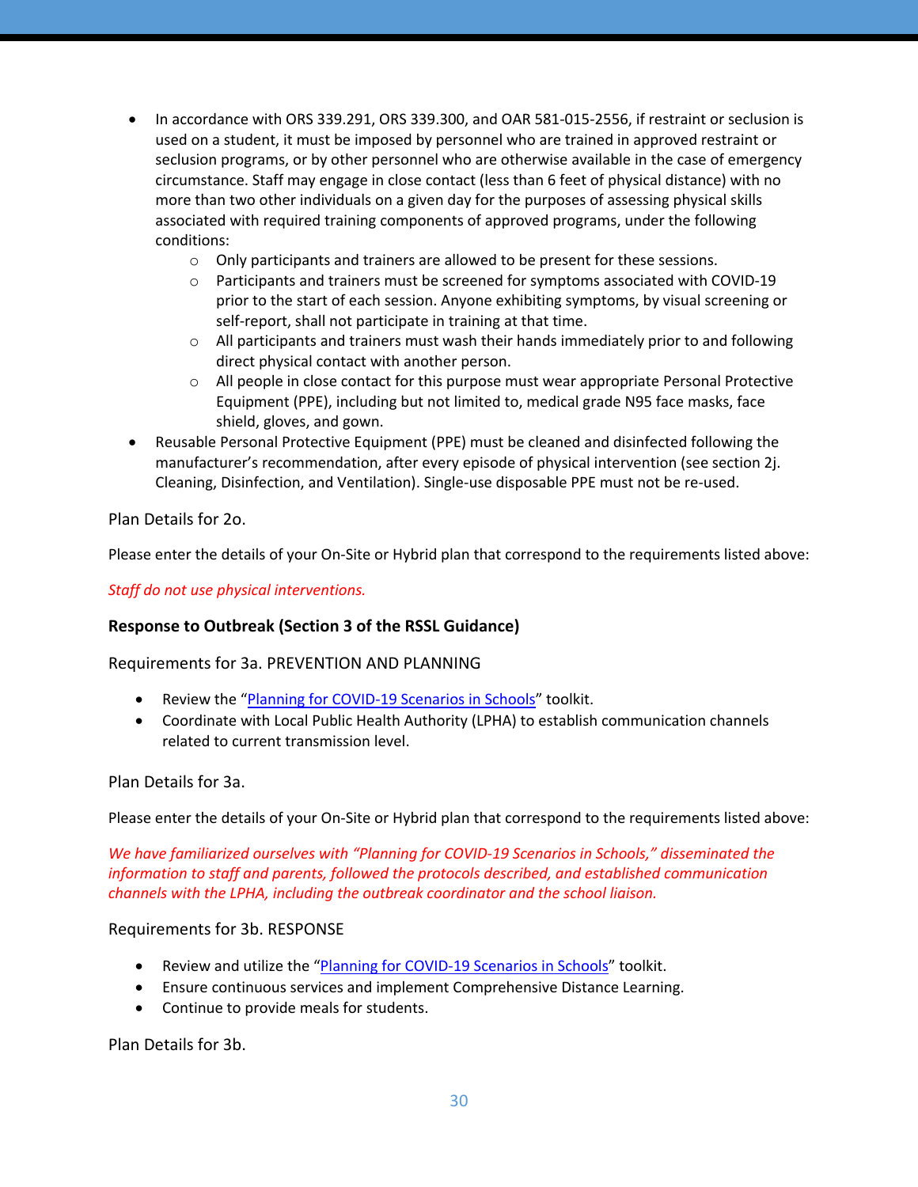- In accordance with ORS 339.291, ORS 339.300, and OAR 581-015-2556, if restraint or seclusion is used on a student, it must be imposed by personnel who are trained in approved restraint or seclusion programs, or by other personnel who are otherwise available in the case of emergency circumstance. Staff may engage in close contact (less than 6 feet of physical distance) with no more than two other individuals on a given day for the purposes of assessing physical skills associated with required training components of approved programs, under the following conditions:
  - Only participants and trainers are allowed to be present for these sessions.
  - Participants and trainers must be screened for symptoms associated with COVID-19 prior to the start of each session. Anyone exhibiting symptoms, by visual screening or self-report, shall not participate in training at that time.
  - All participants and trainers must wash their hands immediately prior to and following direct physical contact with another person.
  - All people in close contact for this purpose must wear appropriate Personal Protective Equipment (PPE), including but not limited to, medical grade N95 face masks, face shield, gloves, and gown.
- Reusable Personal Protective Equipment (PPE) must be cleaned and disinfected following the manufacturer's recommendation, after every episode of physical intervention (see section 2j. Cleaning, Disinfection, and Ventilation). Single-use disposable PPE must not be re-used.

Plan Details for 2o.

Please enter the details of your On-Site or Hybrid plan that correspond to the requirements listed above:

*Staff do not use physical interventions.*

**Response to Outbreak (Section 3 of the RSSL Guidance)**

Requirements for 3a. PREVENTION AND PLANNING

- Review the "Planning for COVID-19 Scenarios in Schools" toolkit.
- Coordinate with Local Public Health Authority (LPHA) to establish communication channels related to current transmission level.

Plan Details for 3a.

Please enter the details of your On-Site or Hybrid plan that correspond to the requirements listed above:

*We have familiarized ourselves with "Planning for COVID-19 Scenarios in Schools," disseminated the information to staff and parents, followed the protocols described, and established communication channels with the LPHA, including the outbreak coordinator and the school liaison.*

Requirements for 3b. RESPONSE

- Review and utilize the "Planning for COVID-19 Scenarios in Schools" toolkit.
- Ensure continuous services and implement Comprehensive Distance Learning.
- Continue to provide meals for students.

Plan Details for 3b.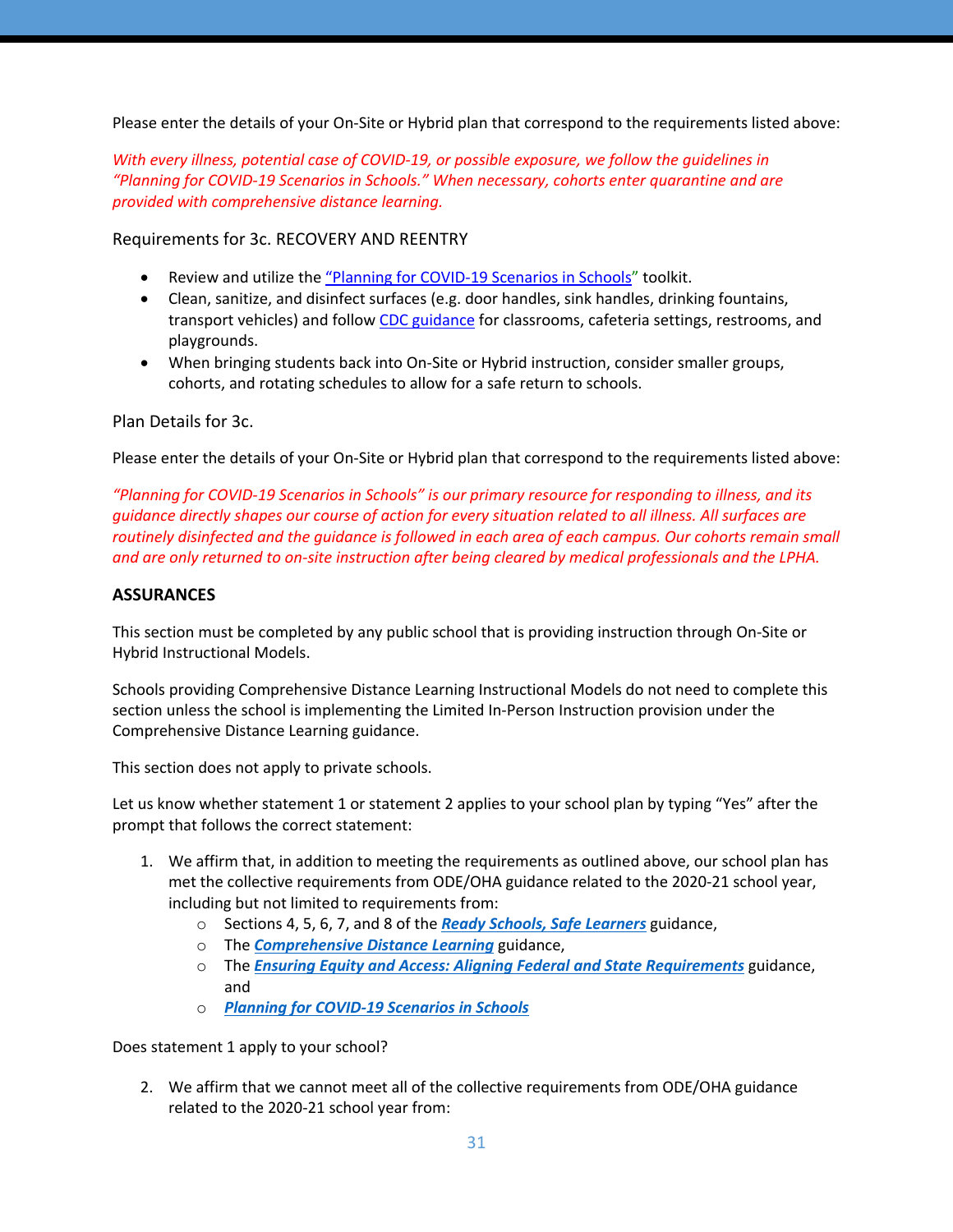Please enter the details of your On-Site or Hybrid plan that correspond to the requirements listed above:

*With every illness, potential case of COVID-19, or possible exposure, we follow the guidelines in "Planning for COVID-19 Scenarios in Schools." When necessary, cohorts enter quarantine and are provided with comprehensive distance learning.*

Requirements for 3c. RECOVERY AND REENTRY

- Review and utilize the "Planning for COVID-19 Scenarios in Schools" toolkit.
- Clean, sanitize, and disinfect surfaces (e.g. door handles, sink handles, drinking fountains, transport vehicles) and follow CDC guidance for classrooms, cafeteria settings, restrooms, and playgrounds.
- When bringing students back into On-Site or Hybrid instruction, consider smaller groups, cohorts, and rotating schedules to allow for a safe return to schools.

Plan Details for 3c.

Please enter the details of your On-Site or Hybrid plan that correspond to the requirements listed above:

*"Planning for COVID-19 Scenarios in Schools" is our primary resource for responding to illness, and its guidance directly shapes our course of action for every situation related to all illness. All surfaces are routinely disinfected and the guidance is followed in each area of each campus. Our cohorts remain small and are only returned to on-site instruction after being cleared by medical professionals and the LPHA.*

**ASSURANCES**

This section must be completed by any public school that is providing instruction through On-Site or Hybrid Instructional Models.

Schools providing Comprehensive Distance Learning Instructional Models do not need to complete this section unless the school is implementing the Limited In-Person Instruction provision under the Comprehensive Distance Learning guidance.

This section does not apply to private schools.

Let us know whether statement 1 or statement 2 applies to your school plan by typing "Yes" after the prompt that follows the correct statement:

1. We affirm that, in addition to meeting the requirements as outlined above, our school plan has met the collective requirements from ODE/OHA guidance related to the 2020-21 school year, including but not limited to requirements from:
   - Sections 4, 5, 6, 7, and 8 of the ***Ready Schools, Safe Learners*** guidance,
   - The ***Comprehensive Distance Learning*** guidance,
   - The ***Ensuring Equity and Access: Aligning Federal and State Requirements*** guidance, and
   - ***Planning for COVID-19 Scenarios in Schools***

Does statement 1 apply to your school?

2. We affirm that we cannot meet all of the collective requirements from ODE/OHA guidance related to the 2020-21 school year from: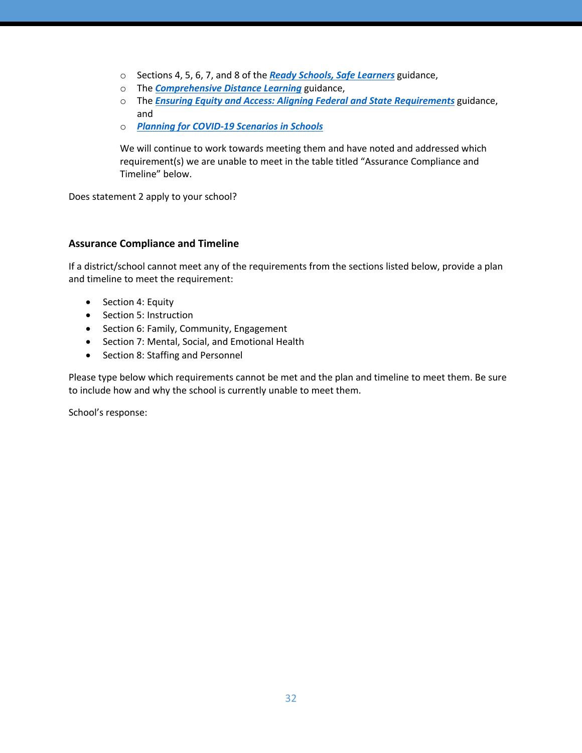- Sections 4, 5, 6, 7, and 8 of the ***Ready Schools, Safe Learners*** guidance,
- The ***Comprehensive Distance Learning*** guidance,
- The ***Ensuring Equity and Access: Aligning Federal and State Requirements*** guidance, and
- ***Planning for COVID-19 Scenarios in Schools***

  We will continue to work towards meeting them and have noted and addressed which requirement(s) we are unable to meet in the table titled "Assurance Compliance and Timeline" below.

Does statement 2 apply to your school?

**Assurance Compliance and Timeline**

If a district/school cannot meet any of the requirements from the sections listed below, provide a plan and timeline to meet the requirement:

- Section 4: Equity
- Section 5: Instruction
- Section 6: Family, Community, Engagement
- Section 7: Mental, Social, and Emotional Health
- Section 8: Staffing and Personnel

Please type below which requirements cannot be met and the plan and timeline to meet them. Be sure to include how and why the school is currently unable to meet them.

School's response: